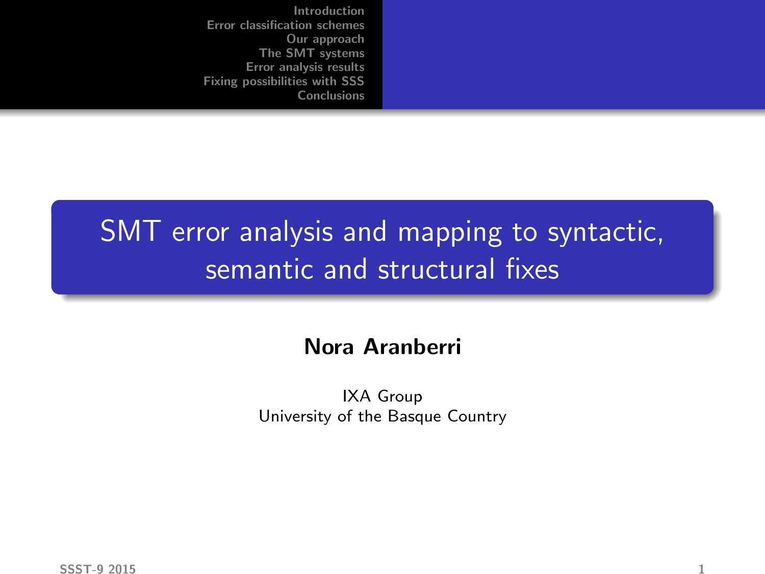# SMT error analysis and mapping to syntactic, semantic and structural fixes

**Nora Aranberri**

IXA Group
University of the Basque Country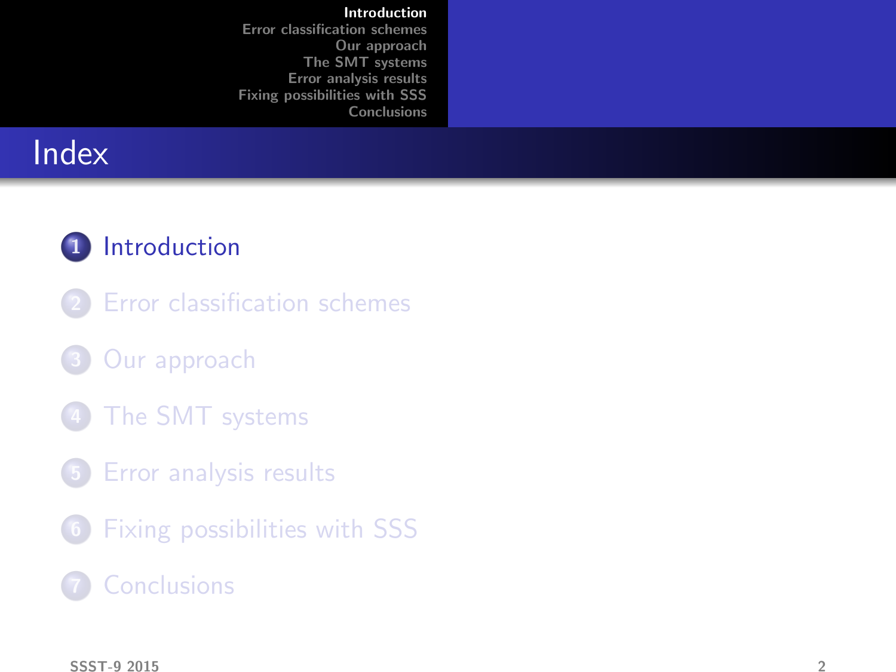# Index

1. Introduction
2. Error classification schemes
3. Our approach
4. The SMT systems
5. Error analysis results
6. Fixing possibilities with SSS
7. Conclusions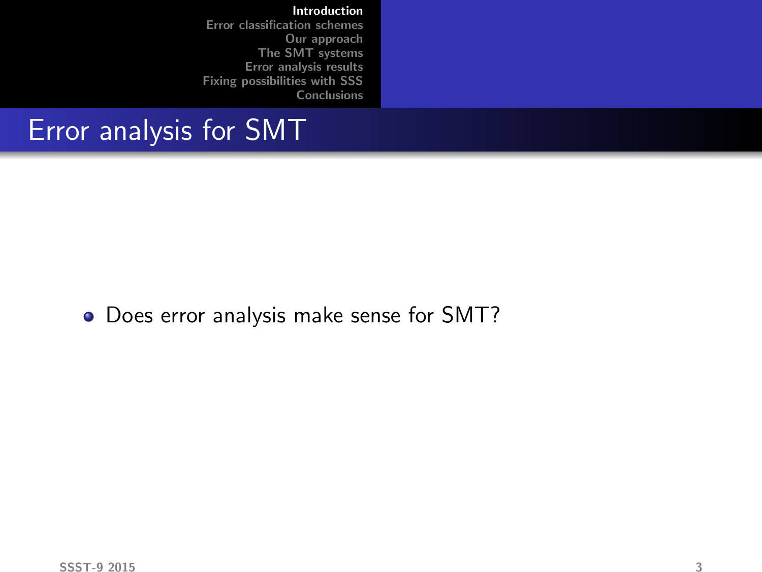## Error analysis for SMT

- Does error analysis make sense for SMT?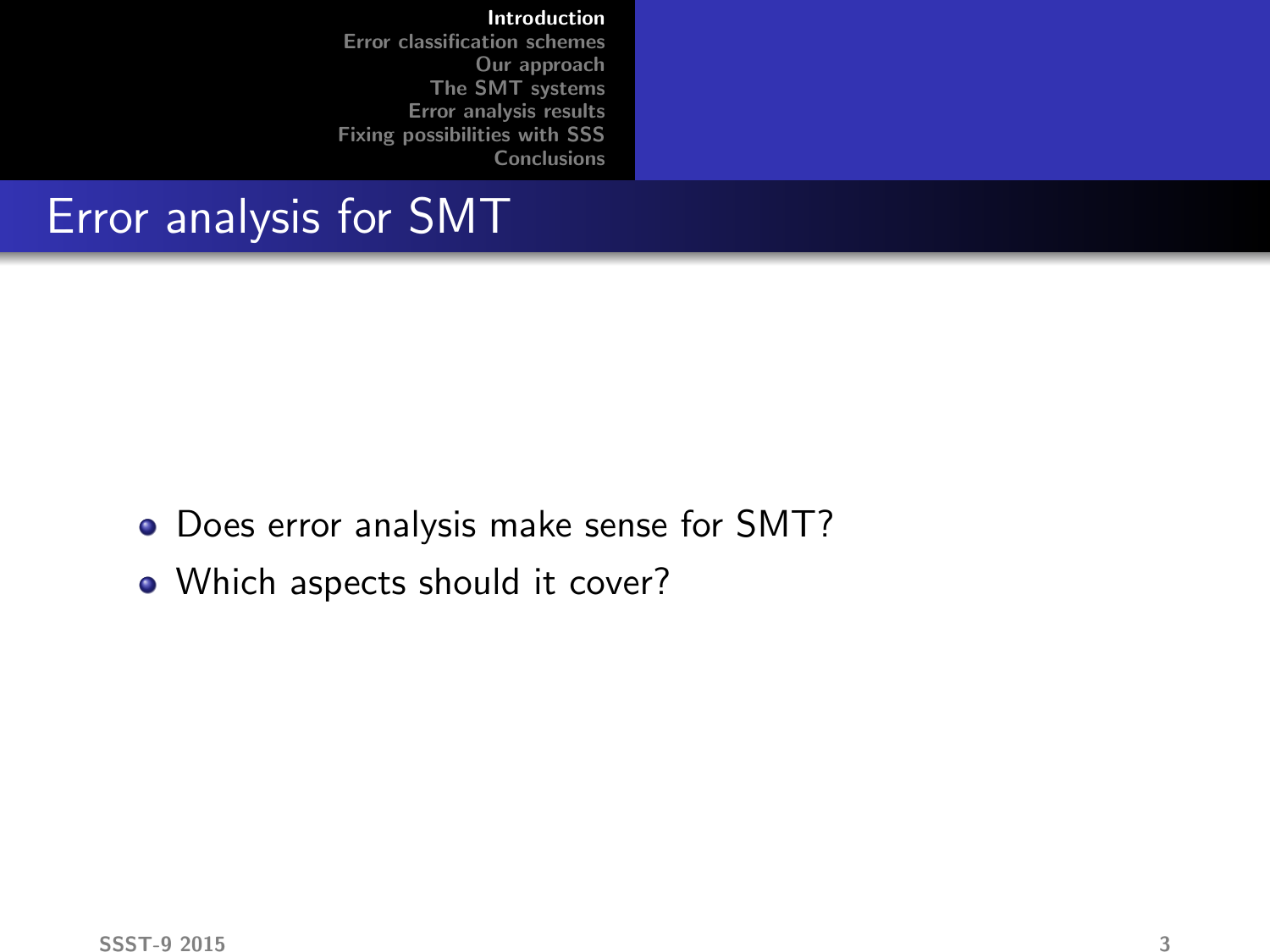## Error analysis for SMT

- Does error analysis make sense for SMT?
- Which aspects should it cover?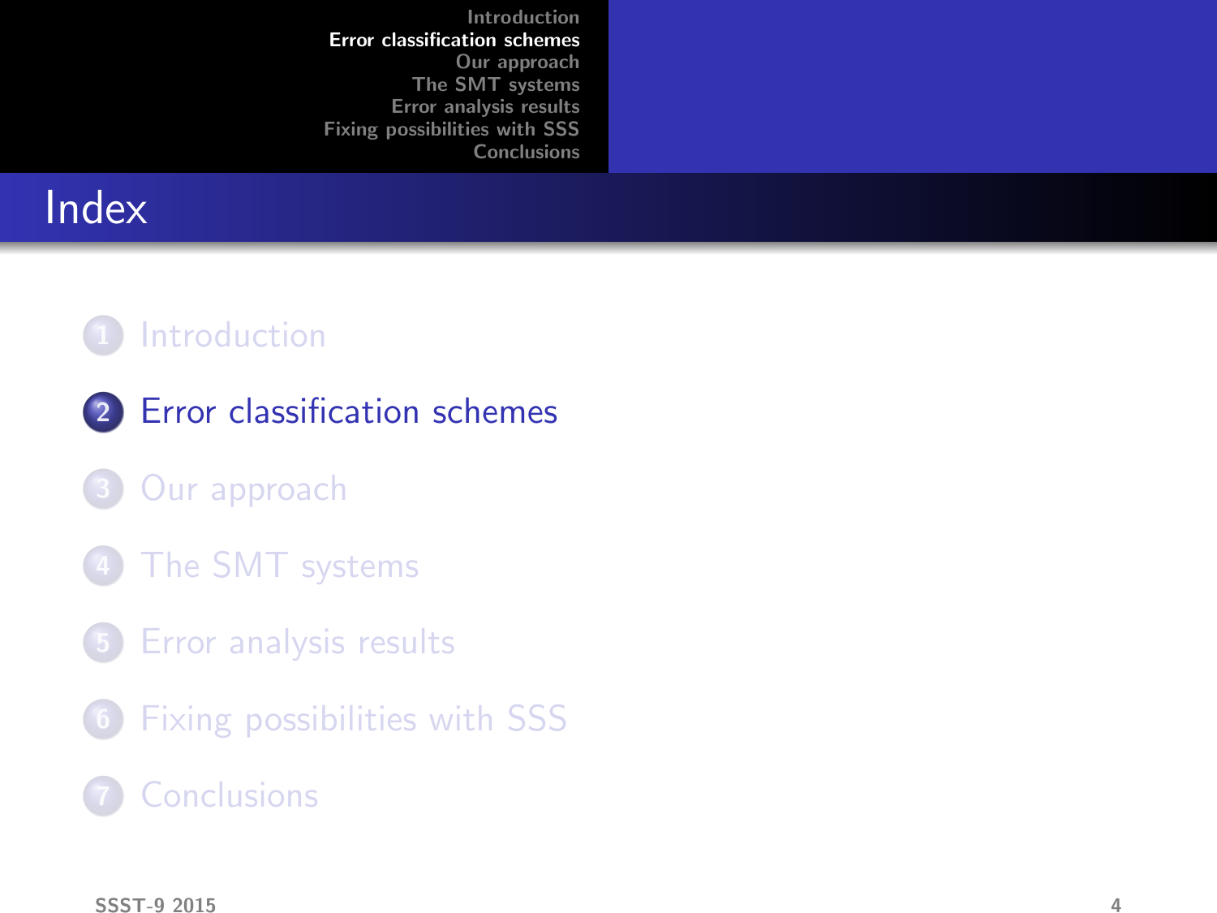# Index

1. Introduction
2. **Error classification schemes**
3. Our approach
4. The SMT systems
5. Error analysis results
6. Fixing possibilities with SSS
7. Conclusions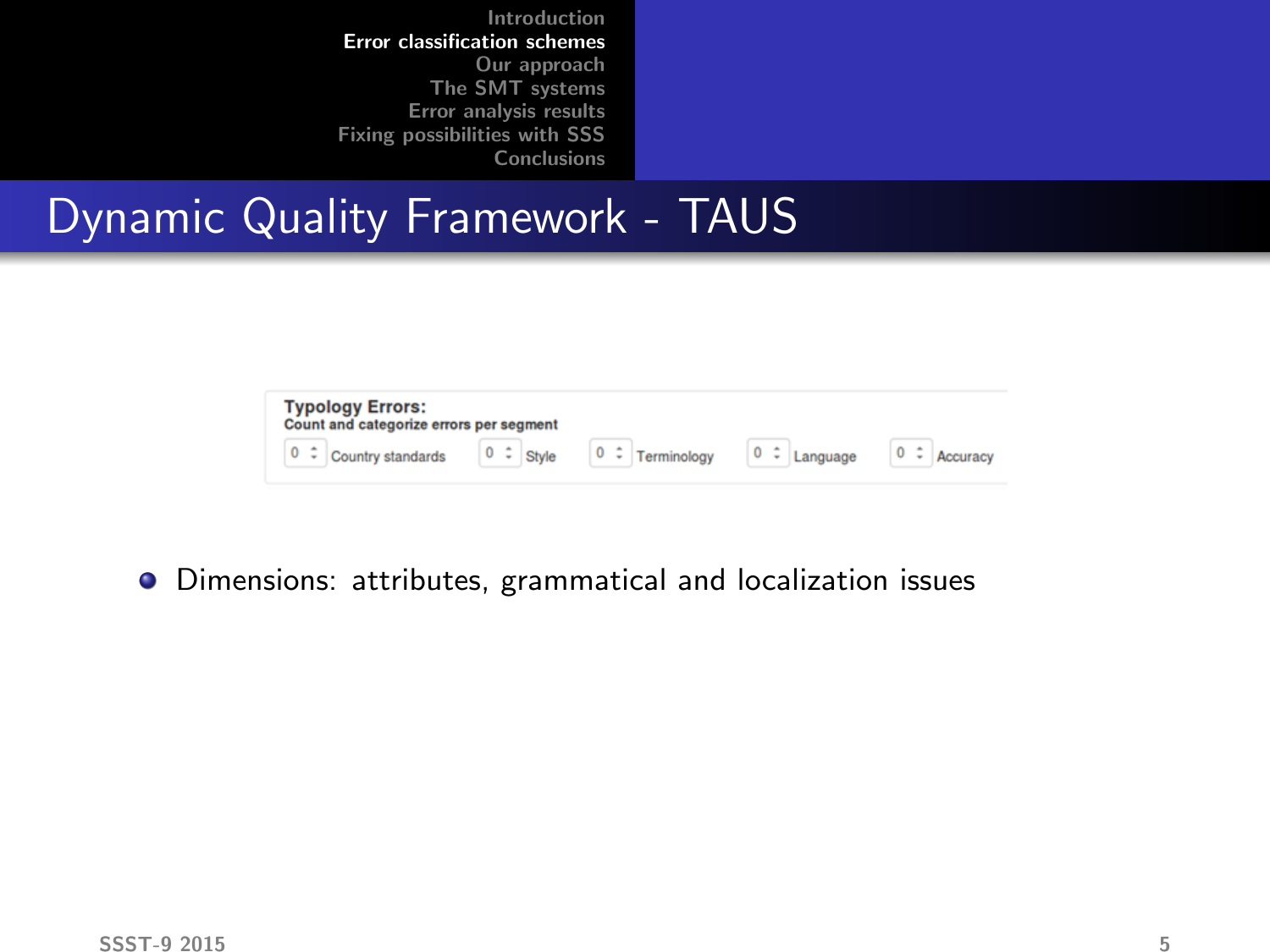# Dynamic Quality Framework - TAUS

**Typology Errors:**
**Count and categorize errors per segment**

0 Country standards | 0 Style | 0 Terminology | 0 Language | 0 Accuracy

- Dimensions: attributes, grammatical and localization issues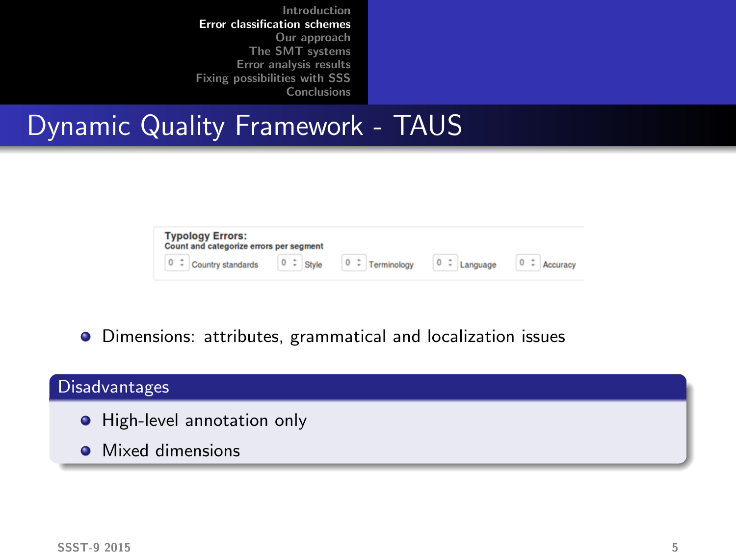# Dynamic Quality Framework - TAUS

**Typology Errors:**
**Count and categorize errors per segment**

0 Country standards | 0 Style | 0 Terminology | 0 Language | 0 Accuracy

- Dimensions: attributes, grammatical and localization issues

## Disadvantages

- High-level annotation only
- Mixed dimensions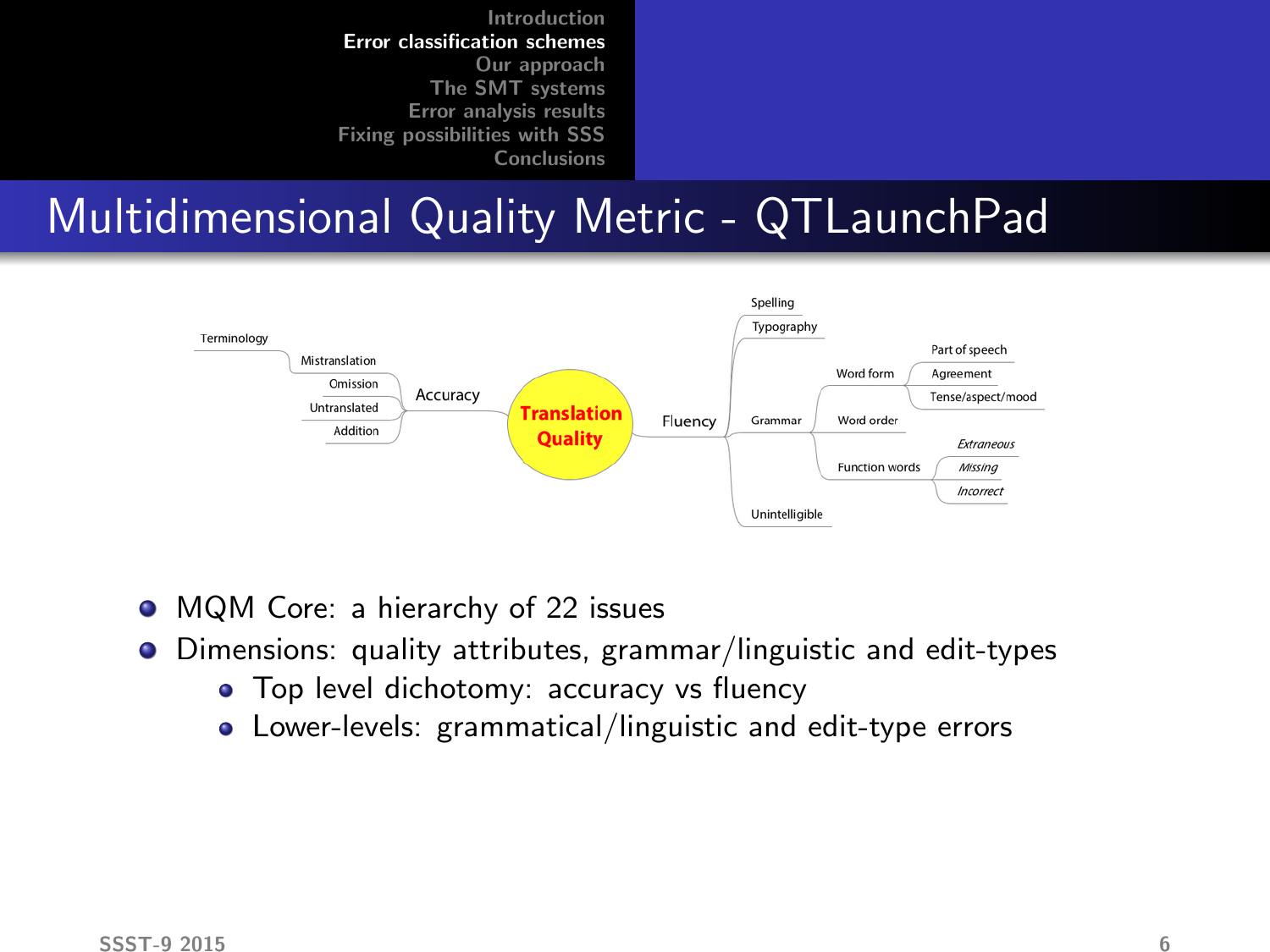# Multidimensional Quality Metric - QTLaunchPad

- Translation Quality
  - Accuracy
    - Terminology
    - Mistranslation
    - Omission
    - Untranslated
    - Addition
  - Fluency
    - Spelling
    - Typography
    - Grammar
      - Word form
        - Part of speech
        - Agreement
        - Tense/aspect/mood
      - Word order
      - Function words
        - *Extraneous*
        - *Missing*
        - *Incorrect*
    - Unintelligible

- MQM Core: a hierarchy of 22 issues
- Dimensions: quality attributes, grammar/linguistic and edit-types
  - Top level dichotomy: accuracy vs fluency
  - Lower-levels: grammatical/linguistic and edit-type errors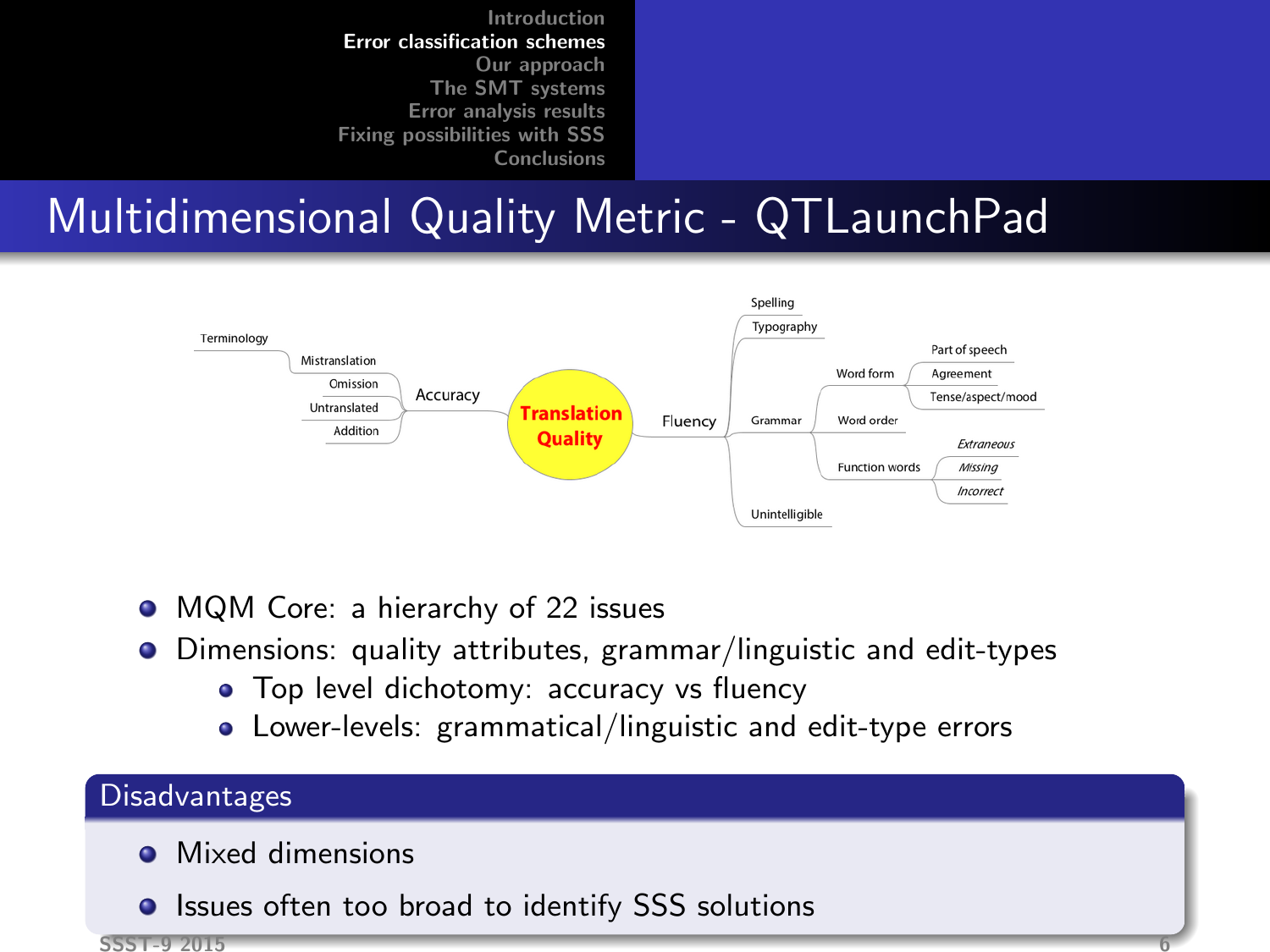# Multidimensional Quality Metric - QTLaunchPad

- **Translation Quality**
  - Accuracy
    - Terminology
    - Mistranslation
    - Omission
    - Untranslated
    - Addition
  - Fluency
    - Spelling
    - Typography
    - Grammar
      - Word form
        - Part of speech
        - Agreement
        - Tense/aspect/mood
      - Word order
      - Function words
        - *Extraneous*
        - *Missing*
        - *Incorrect*
    - Unintelligible

- MQM Core: a hierarchy of 22 issues
- Dimensions: quality attributes, grammar/linguistic and edit-types
  - Top level dichotomy: accuracy vs fluency
  - Lower-levels: grammatical/linguistic and edit-type errors

## Disadvantages

- Mixed dimensions
- Issues often too broad to identify SSS solutions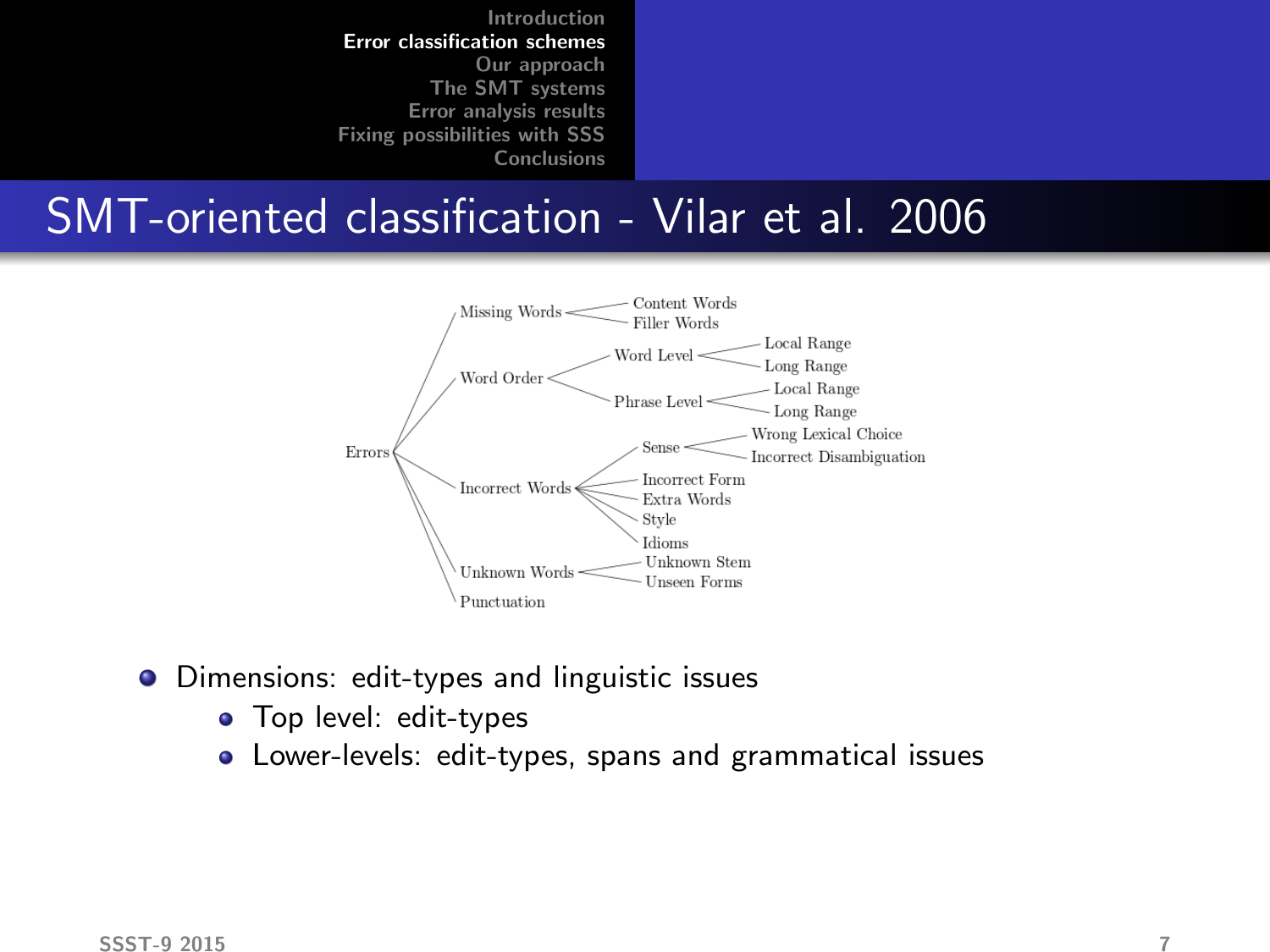# SMT-oriented classification - Vilar et al. 2006

- Errors
  - Missing Words
    - Content Words
    - Filler Words
  - Word Order
    - Word Level
      - Local Range
      - Long Range
    - Phrase Level
      - Local Range
      - Long Range
  - Incorrect Words
    - Sense
      - Wrong Lexical Choice
      - Incorrect Disambiguation
    - Incorrect Form
    - Extra Words
    - Style
    - Idioms
  - Unknown Words
    - Unknown Stem
    - Unseen Forms
  - Punctuation

- Dimensions: edit-types and linguistic issues
  - Top level: edit-types
  - Lower-levels: edit-types, spans and grammatical issues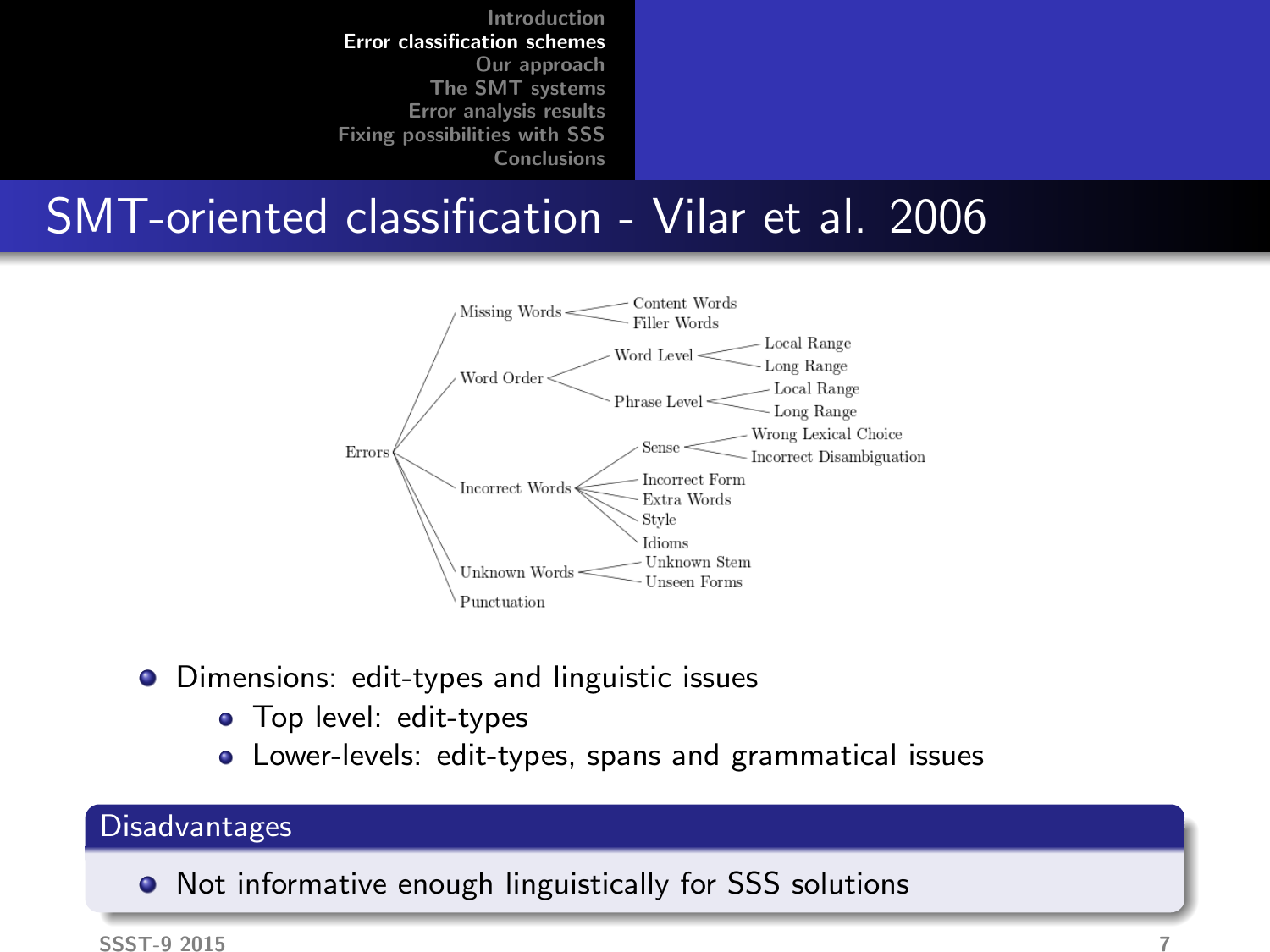# SMT-oriented classification - Vilar et al. 2006

- Errors
  - Missing Words
    - Content Words
    - Filler Words
  - Word Order
    - Word Level
      - Local Range
      - Long Range
    - Phrase Level
      - Local Range
      - Long Range
  - Incorrect Words
    - Sense
      - Wrong Lexical Choice
      - Incorrect Disambiguation
    - Incorrect Form
    - Extra Words
    - Style
    - Idioms
  - Unknown Words
    - Unknown Stem
    - Unseen Forms
  - Punctuation

- Dimensions: edit-types and linguistic issues
  - Top level: edit-types
  - Lower-levels: edit-types, spans and grammatical issues

### Disadvantages

- Not informative enough linguistically for SSS solutions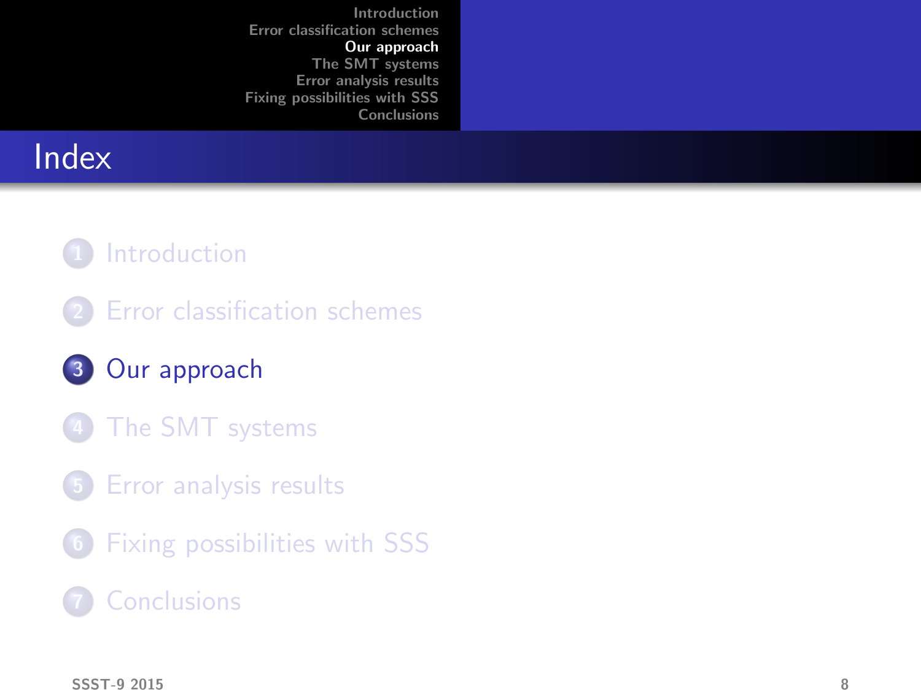# Index

1. Introduction
2. Error classification schemes
3. **Our approach**
4. The SMT systems
5. Error analysis results
6. Fixing possibilities with SSS
7. Conclusions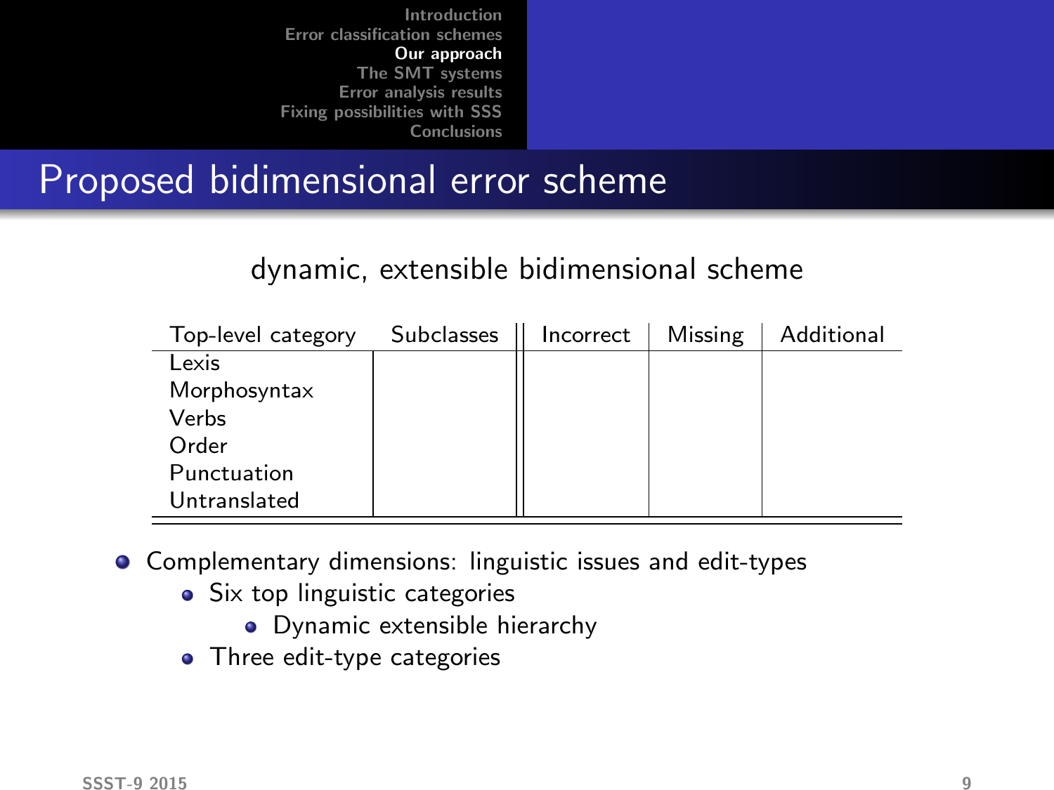# Proposed bidimensional error scheme

dynamic, extensible bidimensional scheme

| Top-level category | Subclasses | Incorrect | Missing | Additional |
|---|---|---|---|---|
| Lexis | | | | |
| Morphosyntax | | | | |
| Verbs | | | | |
| Order | | | | |
| Punctuation | | | | |
| Untranslated | | | | |

- Complementary dimensions: linguistic issues and edit-types
  - Six top linguistic categories
    - Dynamic extensible hierarchy
  - Three edit-type categories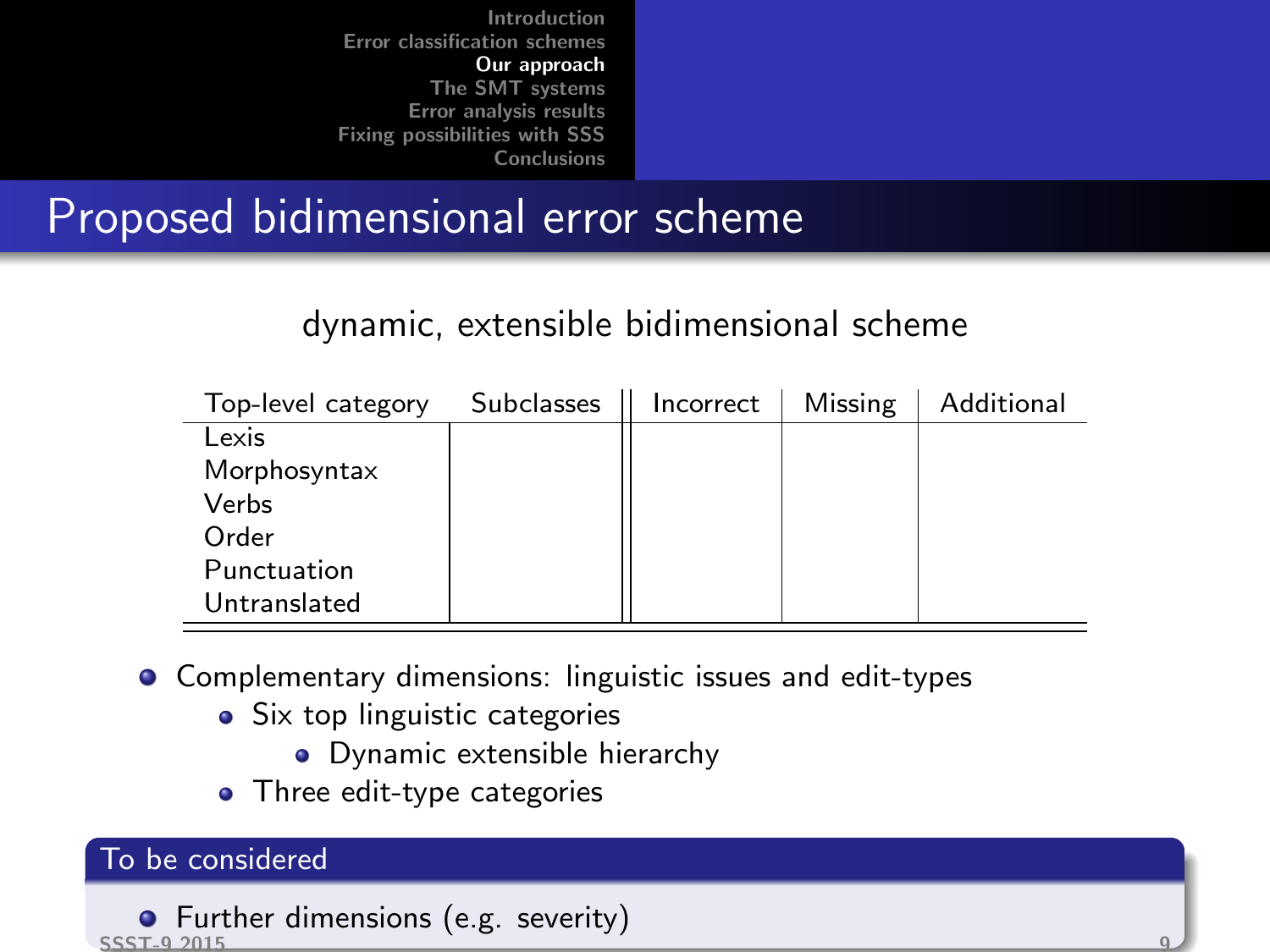## Proposed bidimensional error scheme

dynamic, extensible bidimensional scheme

| Top-level category | Subclasses | Incorrect | Missing | Additional |
|---|---|---|---|---|
| Lexis | | | | |
| Morphosyntax | | | | |
| Verbs | | | | |
| Order | | | | |
| Punctuation | | | | |
| Untranslated | | | | |

- Complementary dimensions: linguistic issues and edit-types
  - Six top linguistic categories
    - Dynamic extensible hierarchy
  - Three edit-type categories

**To be considered**

- Further dimensions (e.g. severity)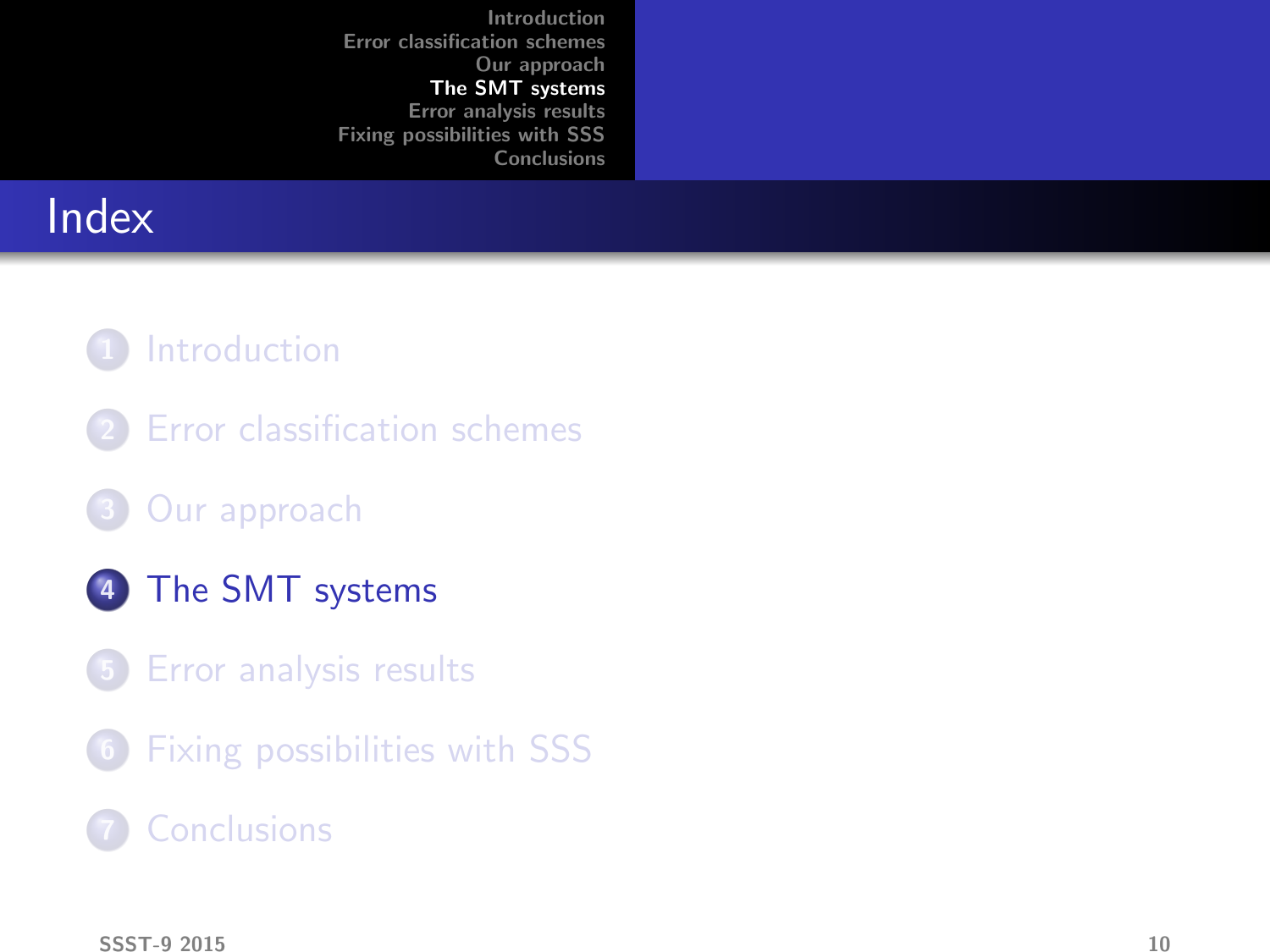# Index

1. Introduction
2. Error classification schemes
3. Our approach
4. The SMT systems
5. Error analysis results
6. Fixing possibilities with SSS
7. Conclusions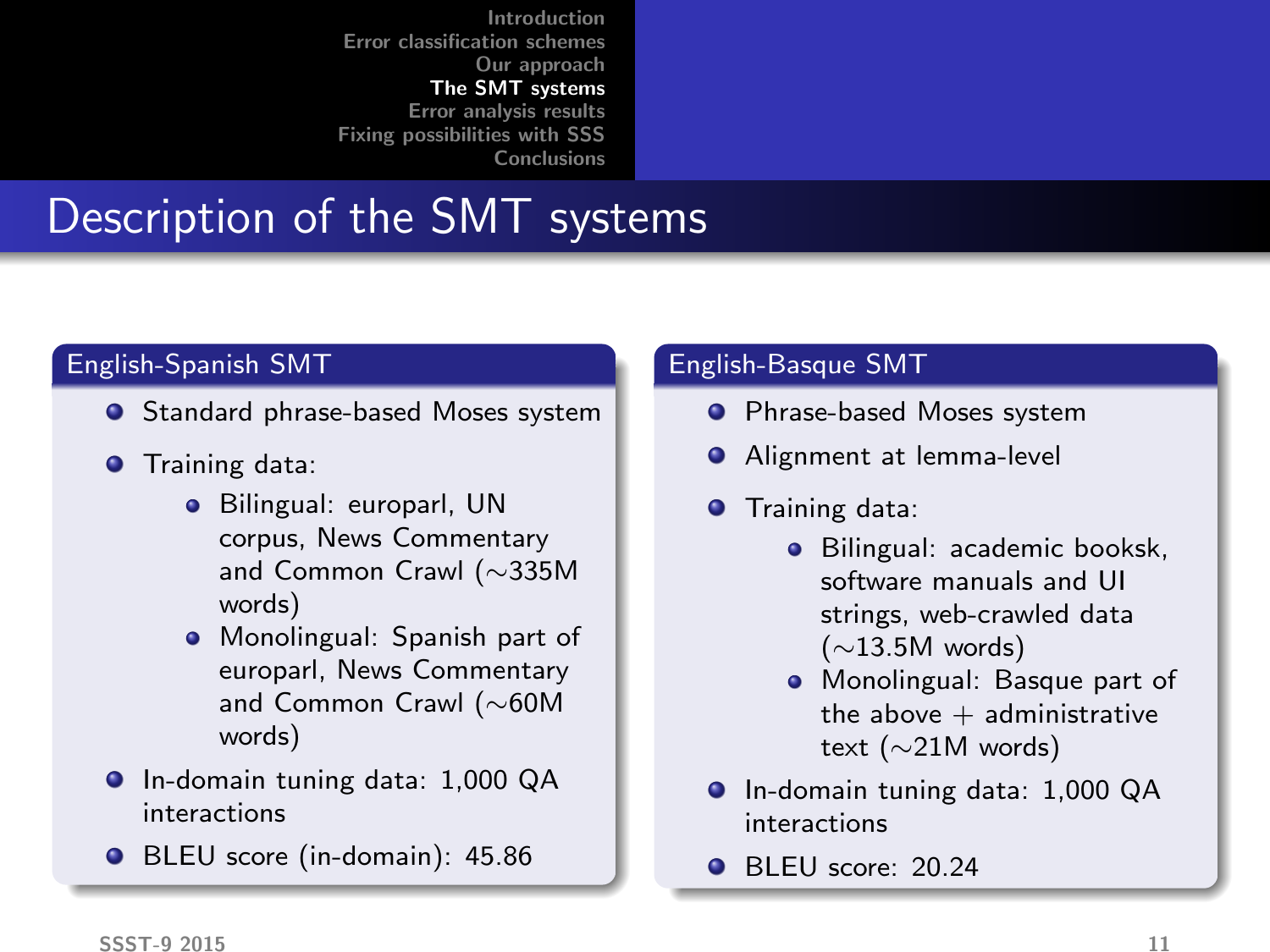# Description of the SMT systems

## English-Spanish SMT

- Standard phrase-based Moses system
- Training data:
  - Bilingual: europarl, UN corpus, News Commentary and Common Crawl (~335M words)
  - Monolingual: Spanish part of europarl, News Commentary and Common Crawl (~60M words)
- In-domain tuning data: 1,000 QA interactions
- BLEU score (in-domain): 45.86

## English-Basque SMT

- Phrase-based Moses system
- Alignment at lemma-level
- Training data:
  - Bilingual: academic booksk, software manuals and UI strings, web-crawled data (~13.5M words)
  - Monolingual: Basque part of the above + administrative text (~21M words)
- In-domain tuning data: 1,000 QA interactions
- BLEU score: 20.24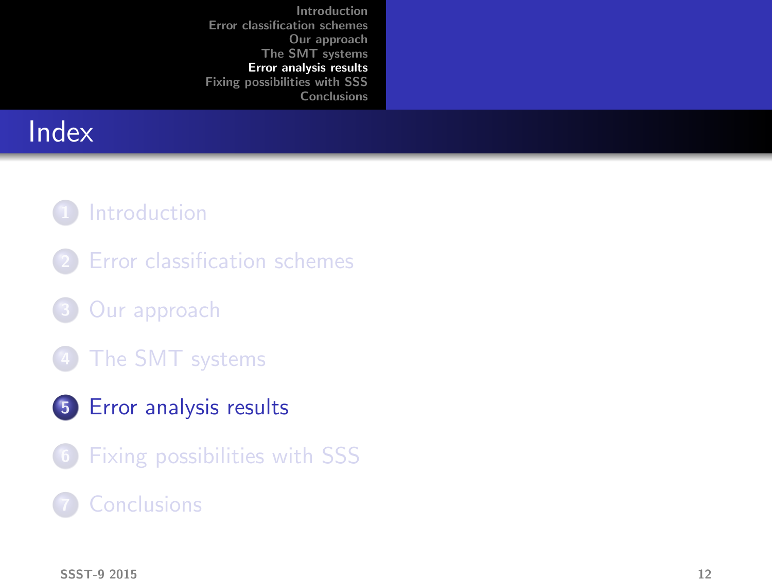# Index

1. Introduction
2. Error classification schemes
3. Our approach
4. The SMT systems
5. **Error analysis results**
6. Fixing possibilities with SSS
7. Conclusions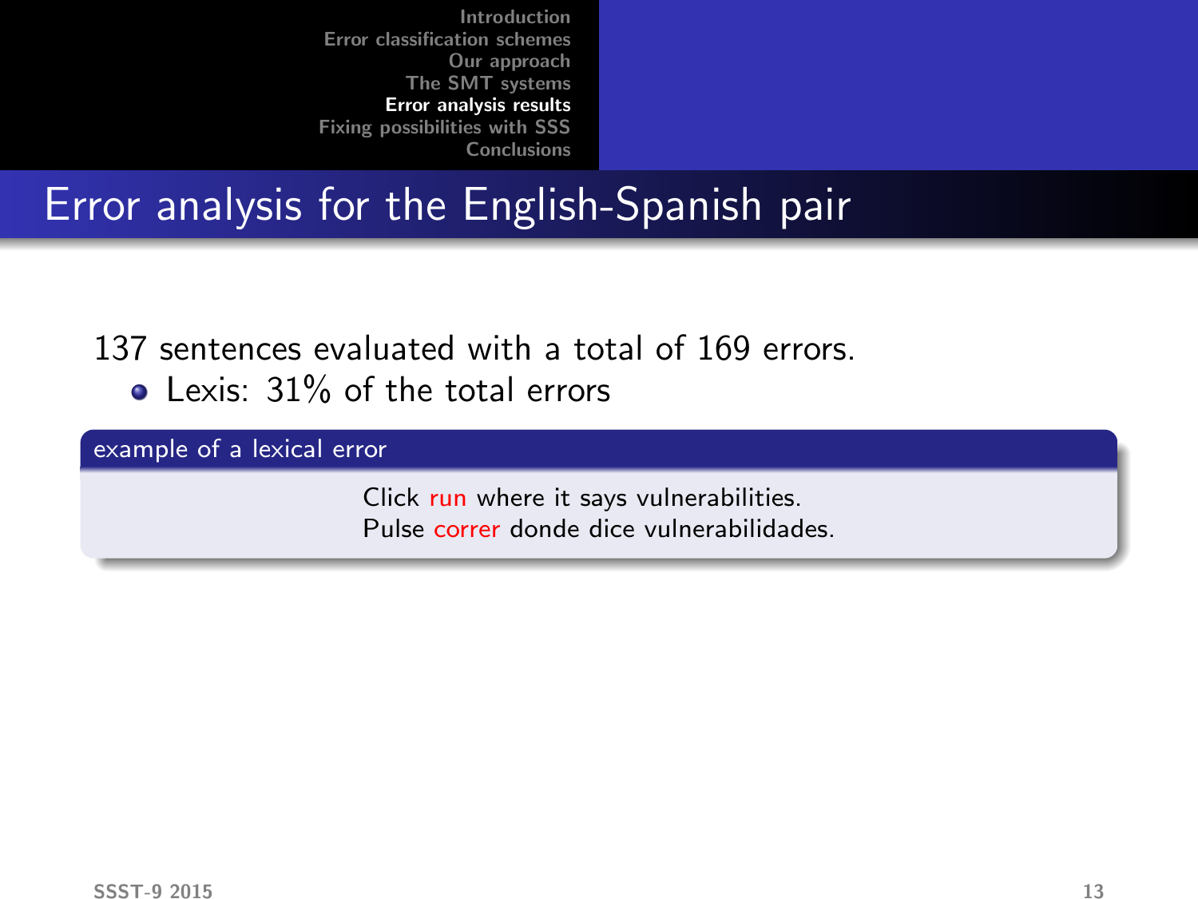# Error analysis for the English-Spanish pair

137 sentences evaluated with a total of 169 errors.

- Lexis: 31% of the total errors

**example of a lexical error**

Click run where it says vulnerabilities.
Pulse correr donde dice vulnerabilidades.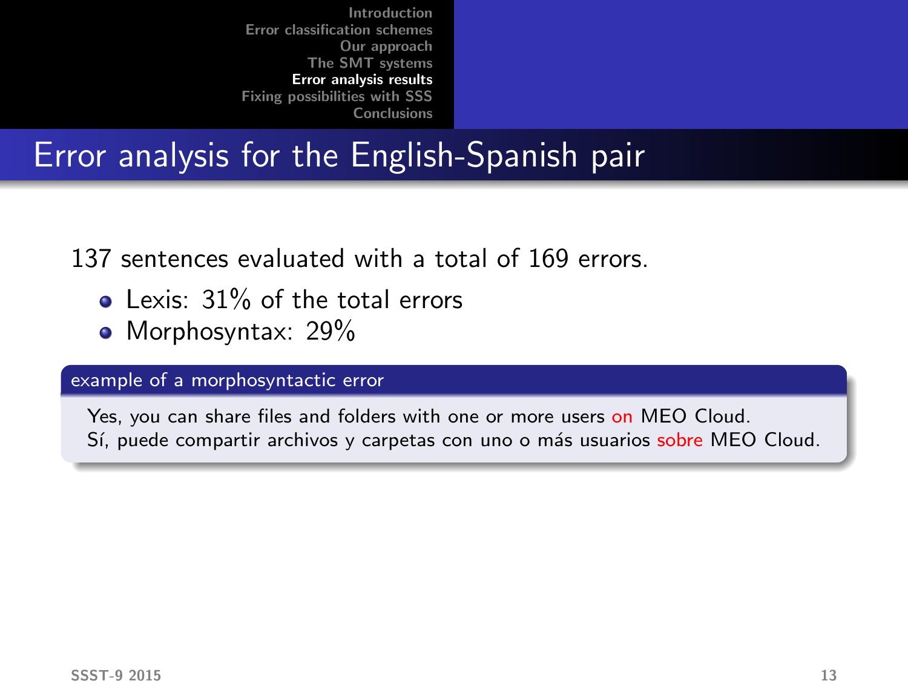# Error analysis for the English-Spanish pair

137 sentences evaluated with a total of 169 errors.

- Lexis: 31% of the total errors
- Morphosyntax: 29%

**example of a morphosyntactic error**

Yes, you can share files and folders with one or more users on MEO Cloud.
Sí, puede compartir archivos y carpetas con uno o más usuarios sobre MEO Cloud.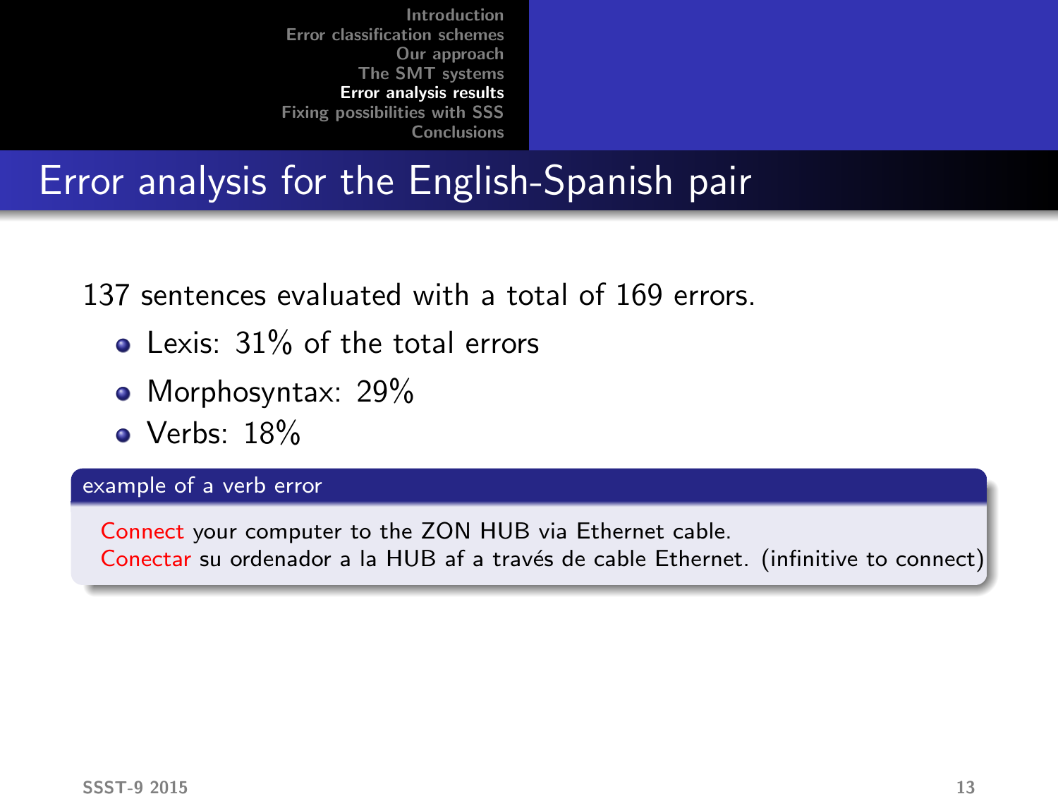# Error analysis for the English-Spanish pair

137 sentences evaluated with a total of 169 errors.

- Lexis: 31% of the total errors
- Morphosyntax: 29%
- Verbs: 18%

**example of a verb error**

Connect your computer to the ZON HUB via Ethernet cable.
Conectar su ordenador a la HUB af a través de cable Ethernet. (infinitive to connect)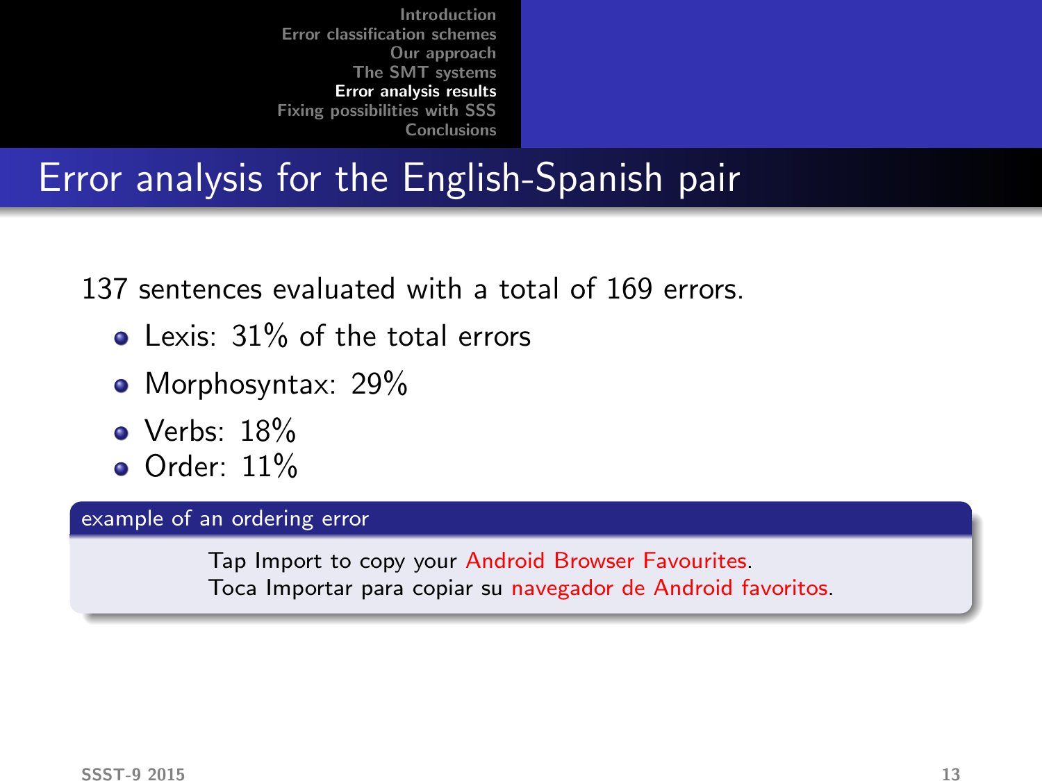# Error analysis for the English-Spanish pair

137 sentences evaluated with a total of 169 errors.

- Lexis: 31% of the total errors
- Morphosyntax: 29%
- Verbs: 18%
- Order: 11%

**example of an ordering error**

Tap Import to copy your Android Browser Favourites.
Toca Importar para copiar su navegador de Android favoritos.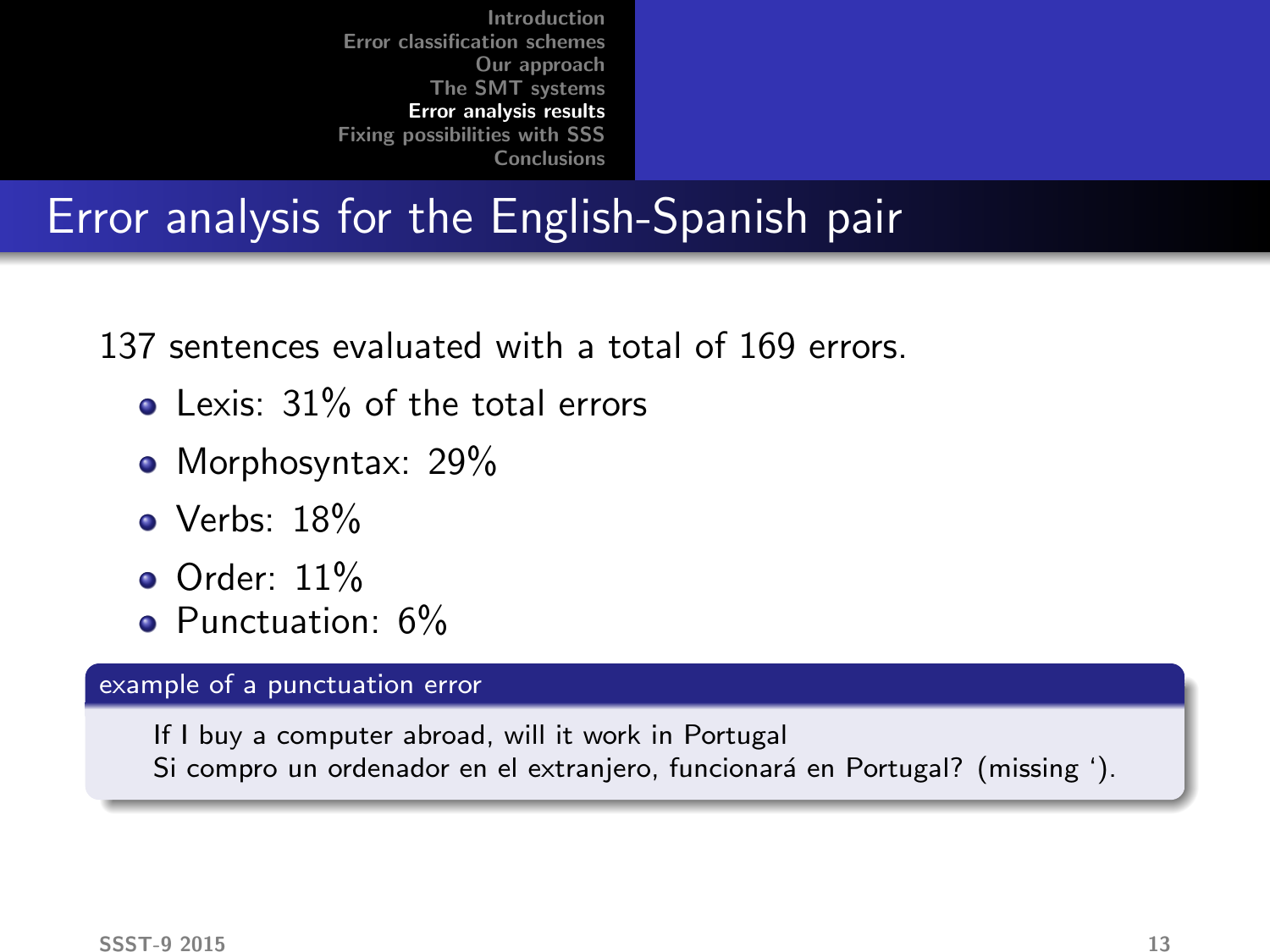## Error analysis for the English-Spanish pair

137 sentences evaluated with a total of 169 errors.

- Lexis: 31% of the total errors
- Morphosyntax: 29%
- Verbs: 18%
- Order: 11%
- Punctuation: 6%

**example of a punctuation error**

If I buy a computer abroad, will it work in Portugal
Si compro un ordenador en el extranjero, funcionará en Portugal? (missing ‘).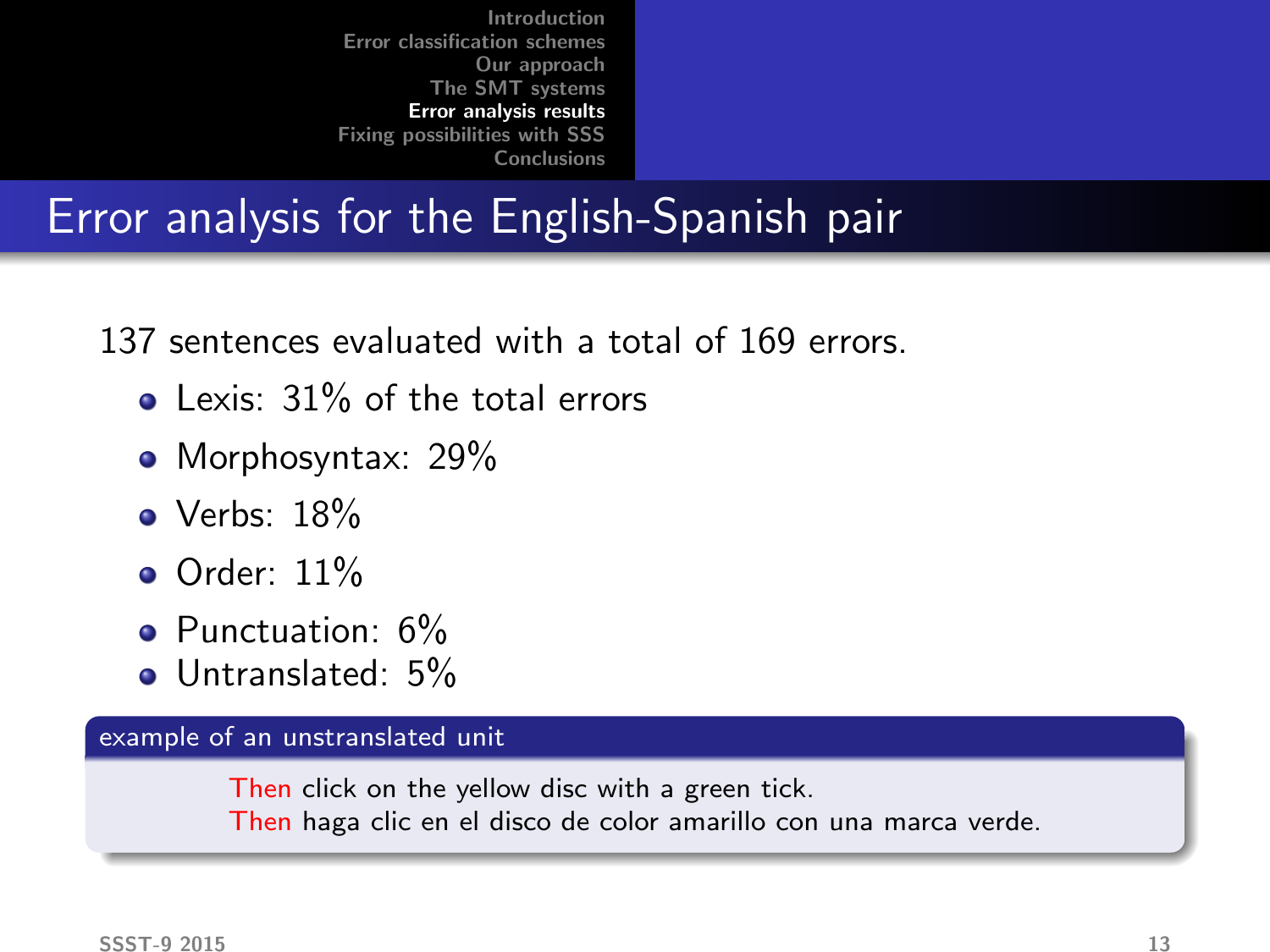# Error analysis for the English-Spanish pair

137 sentences evaluated with a total of 169 errors.

- Lexis: 31% of the total errors
- Morphosyntax: 29%
- Verbs: 18%
- Order: 11%
- Punctuation: 6%
- Untranslated: 5%

**example of an unstranslated unit**

Then click on the yellow disc with a green tick.
Then haga clic en el disco de color amarillo con una marca verde.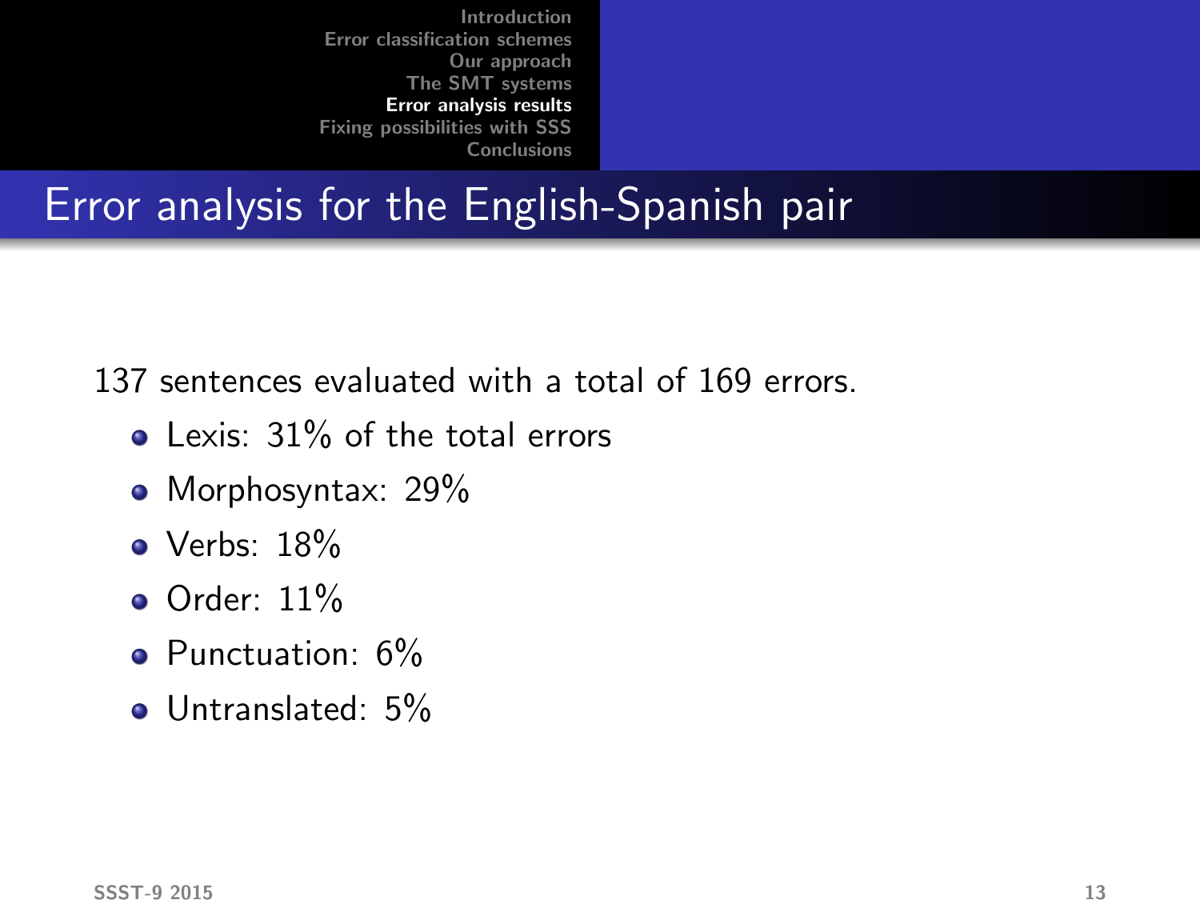## Error analysis for the English-Spanish pair

137 sentences evaluated with a total of 169 errors.

- Lexis: 31% of the total errors
- Morphosyntax: 29%
- Verbs: 18%
- Order: 11%
- Punctuation: 6%
- Untranslated: 5%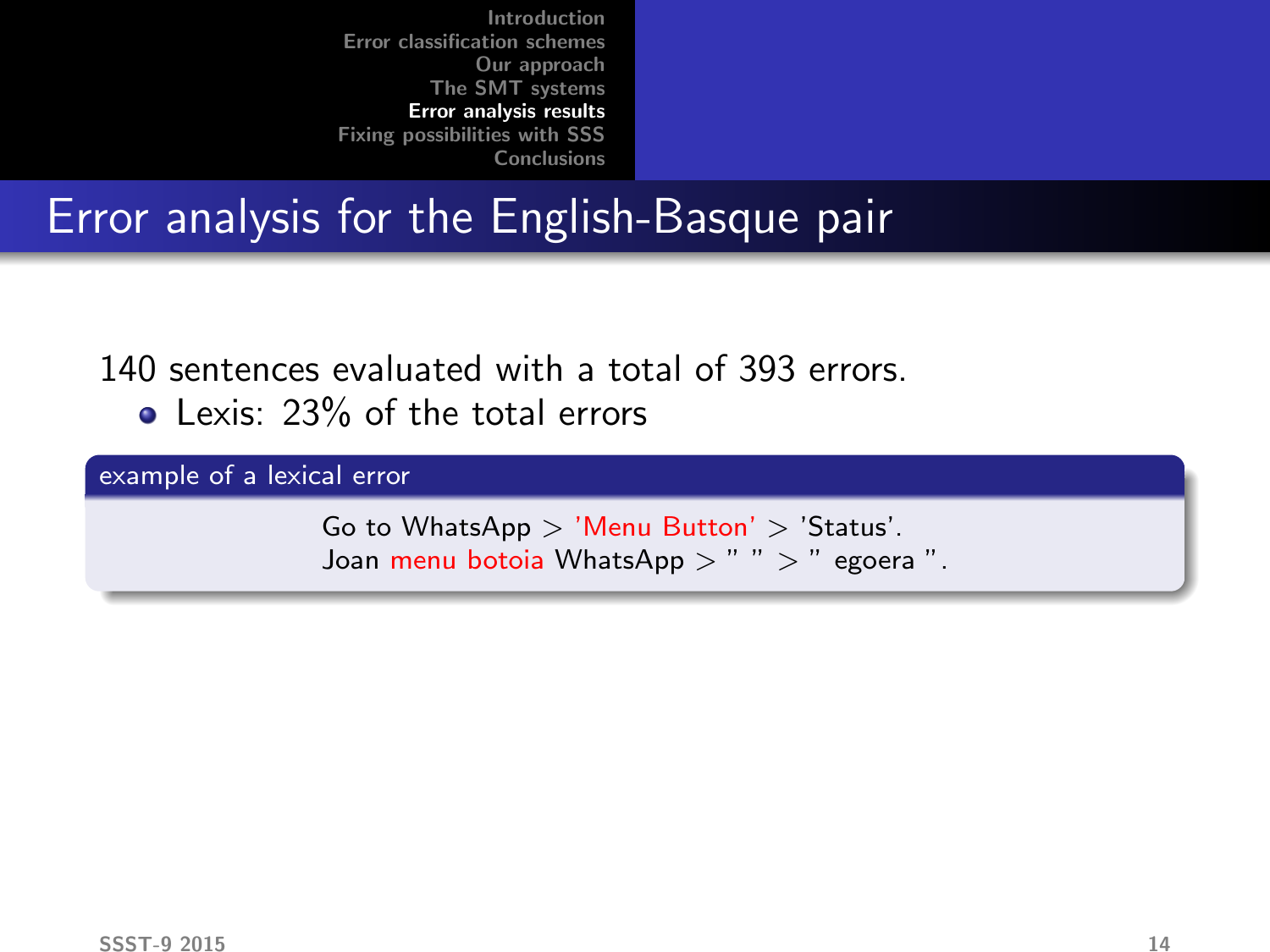## Error analysis for the English-Basque pair

140 sentences evaluated with a total of 393 errors.

- Lexis: 23% of the total errors

**example of a lexical error**

Go to WhatsApp > 'Menu Button' > 'Status'.
Joan menu botoia WhatsApp > " " > " egoera ".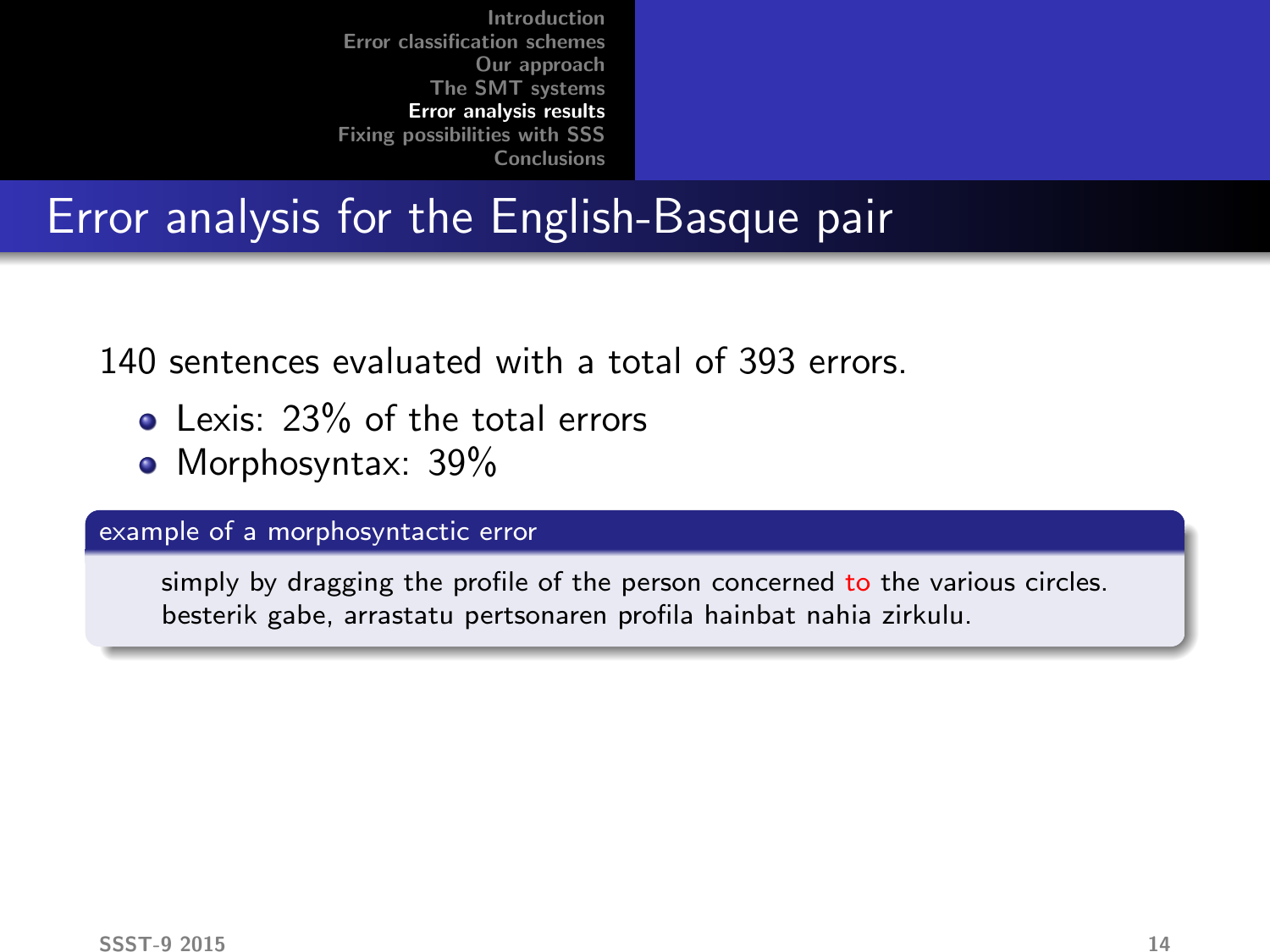# Error analysis for the English-Basque pair

140 sentences evaluated with a total of 393 errors.

- Lexis: 23% of the total errors
- Morphosyntax: 39%

**example of a morphosyntactic error**

simply by dragging the profile of the person concerned to the various circles.
besterik gabe, arrastatu pertsonaren profila hainbat nahia zirkulu.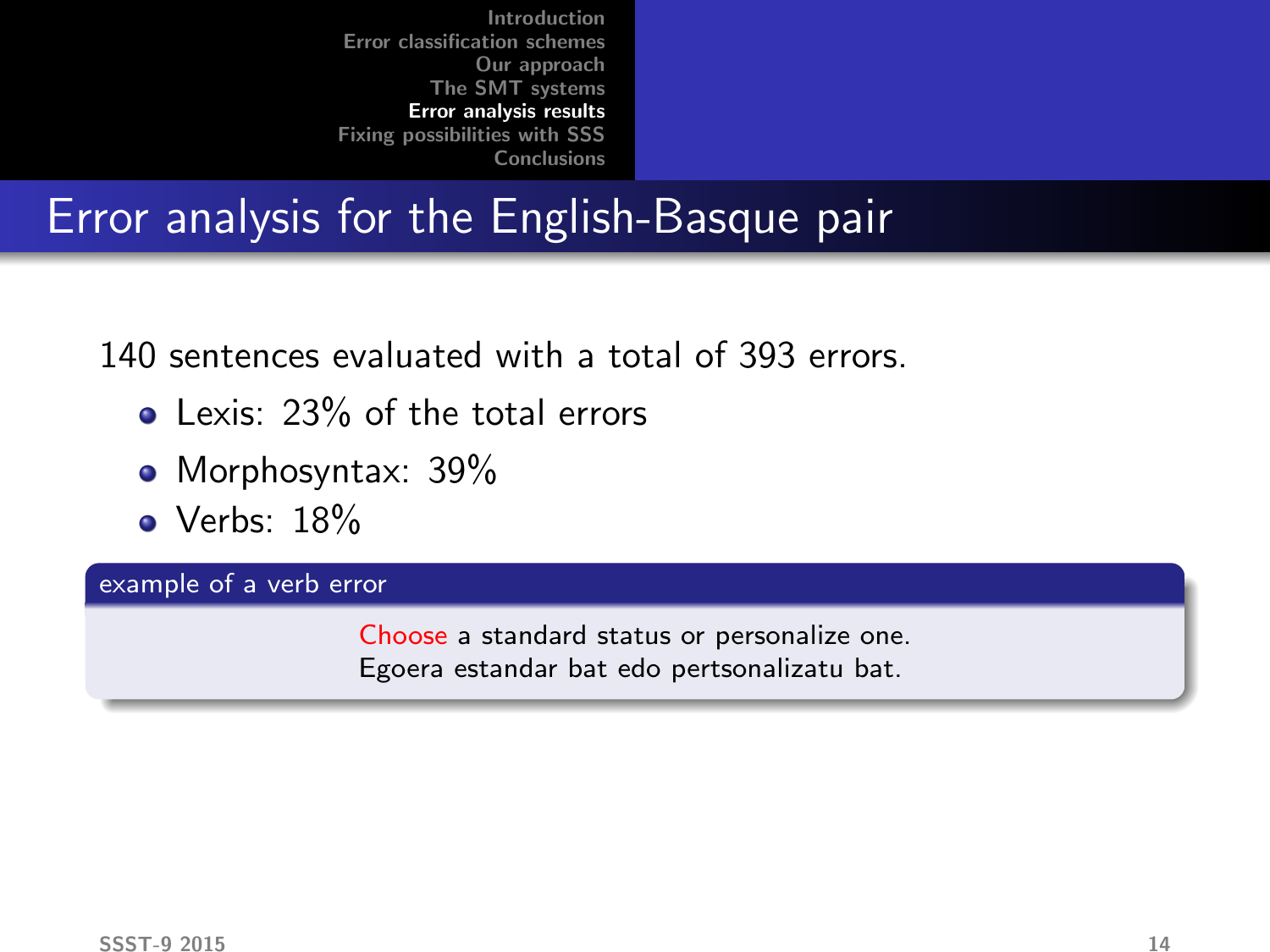# Error analysis for the English-Basque pair

140 sentences evaluated with a total of 393 errors.

- Lexis: 23% of the total errors
- Morphosyntax: 39%
- Verbs: 18%

**example of a verb error**

Choose a standard status or personalize one.
Egoera estandar bat edo pertsonalizatu bat.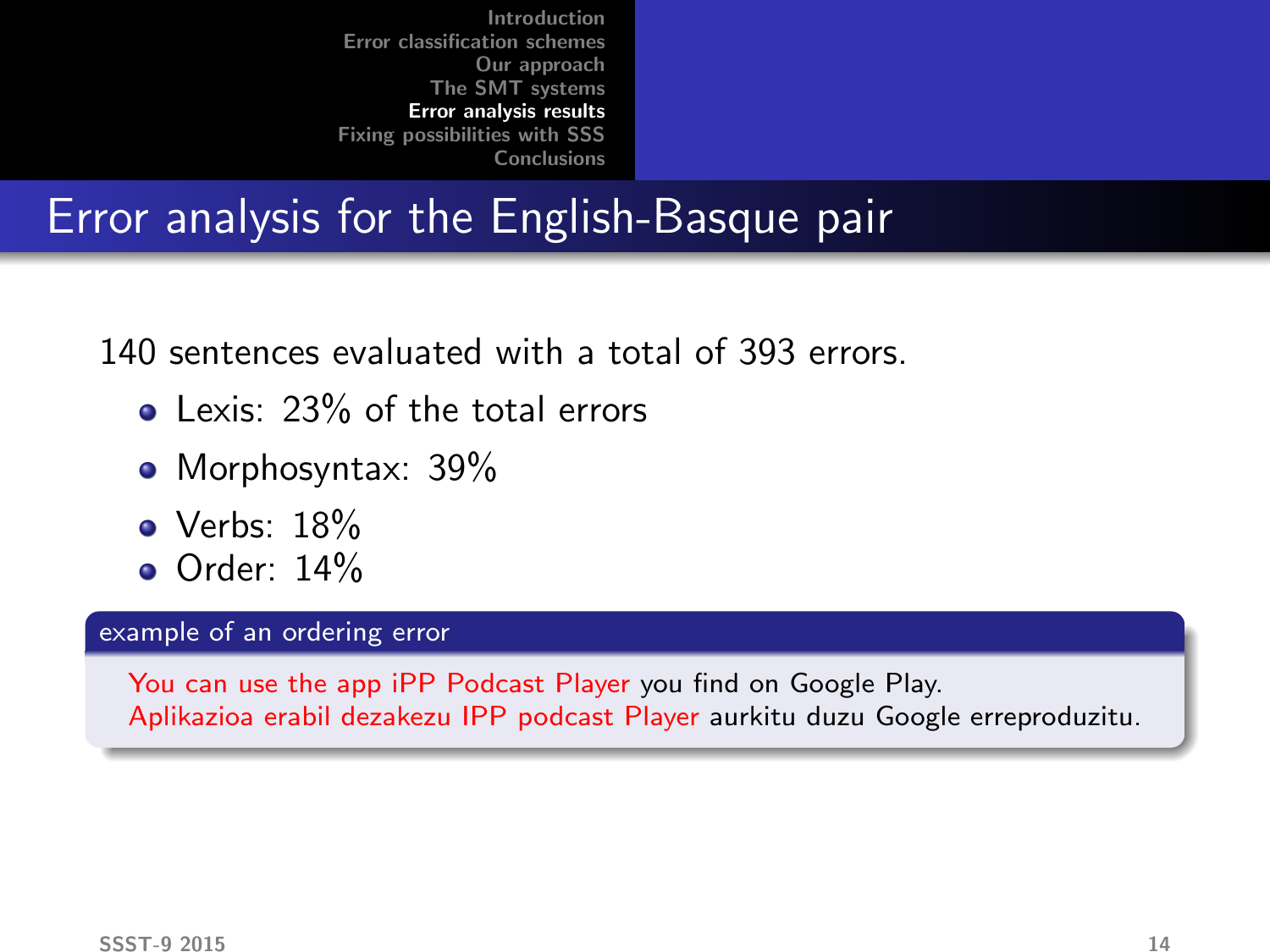# Error analysis for the English-Basque pair

140 sentences evaluated with a total of 393 errors.

- Lexis: 23% of the total errors
- Morphosyntax: 39%
- Verbs: 18%
- Order: 14%

**example of an ordering error**

You can use the app iPP Podcast Player you find on Google Play.
Aplikazioa erabil dezakezu IPP podcast Player aurkitu duzu Google erreproduzitu.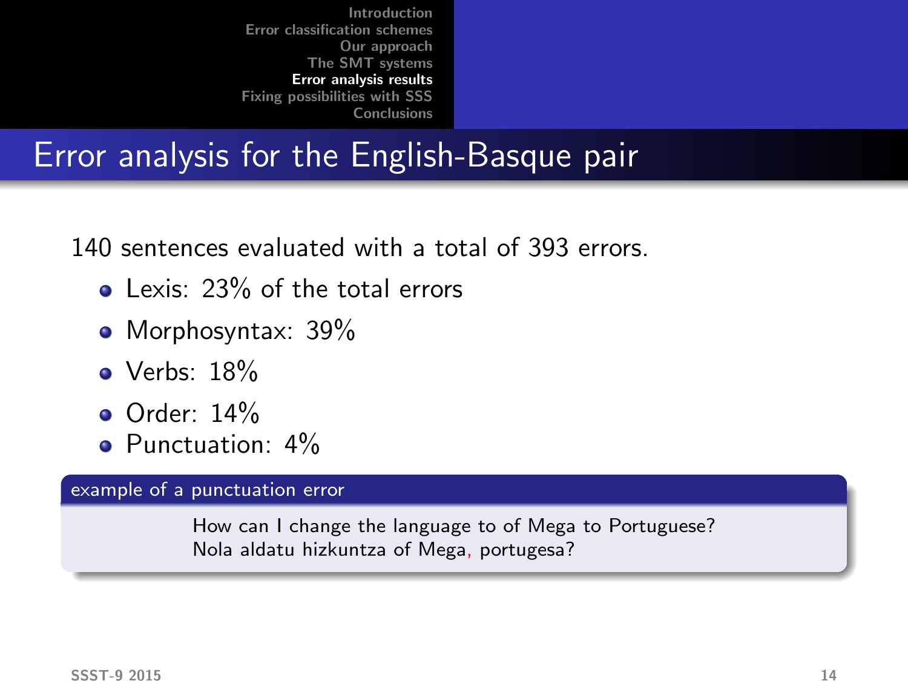# Error analysis for the English-Basque pair

140 sentences evaluated with a total of 393 errors.

- Lexis: 23% of the total errors
- Morphosyntax: 39%
- Verbs: 18%
- Order: 14%
- Punctuation: 4%

**example of a punctuation error**

How can I change the language to of Mega to Portuguese?
Nola aldatu hizkuntza of Mega, portugesa?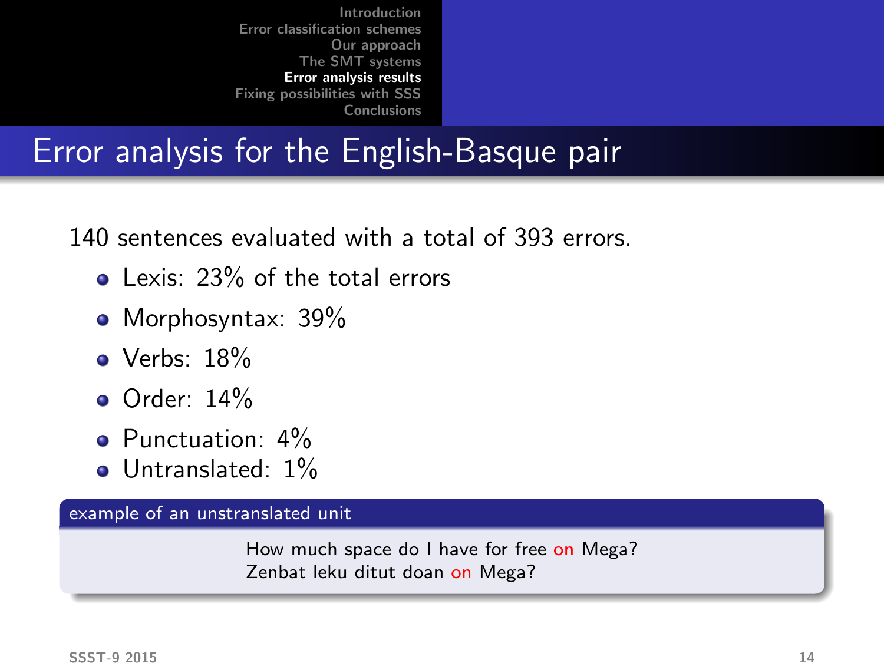# Error analysis for the English-Basque pair

140 sentences evaluated with a total of 393 errors.

- Lexis: 23% of the total errors
- Morphosyntax: 39%
- Verbs: 18%
- Order: 14%
- Punctuation: 4%
- Untranslated: 1%

**example of an unstranslated unit**

How much space do I have for free on Mega?
Zenbat leku ditut doan on Mega?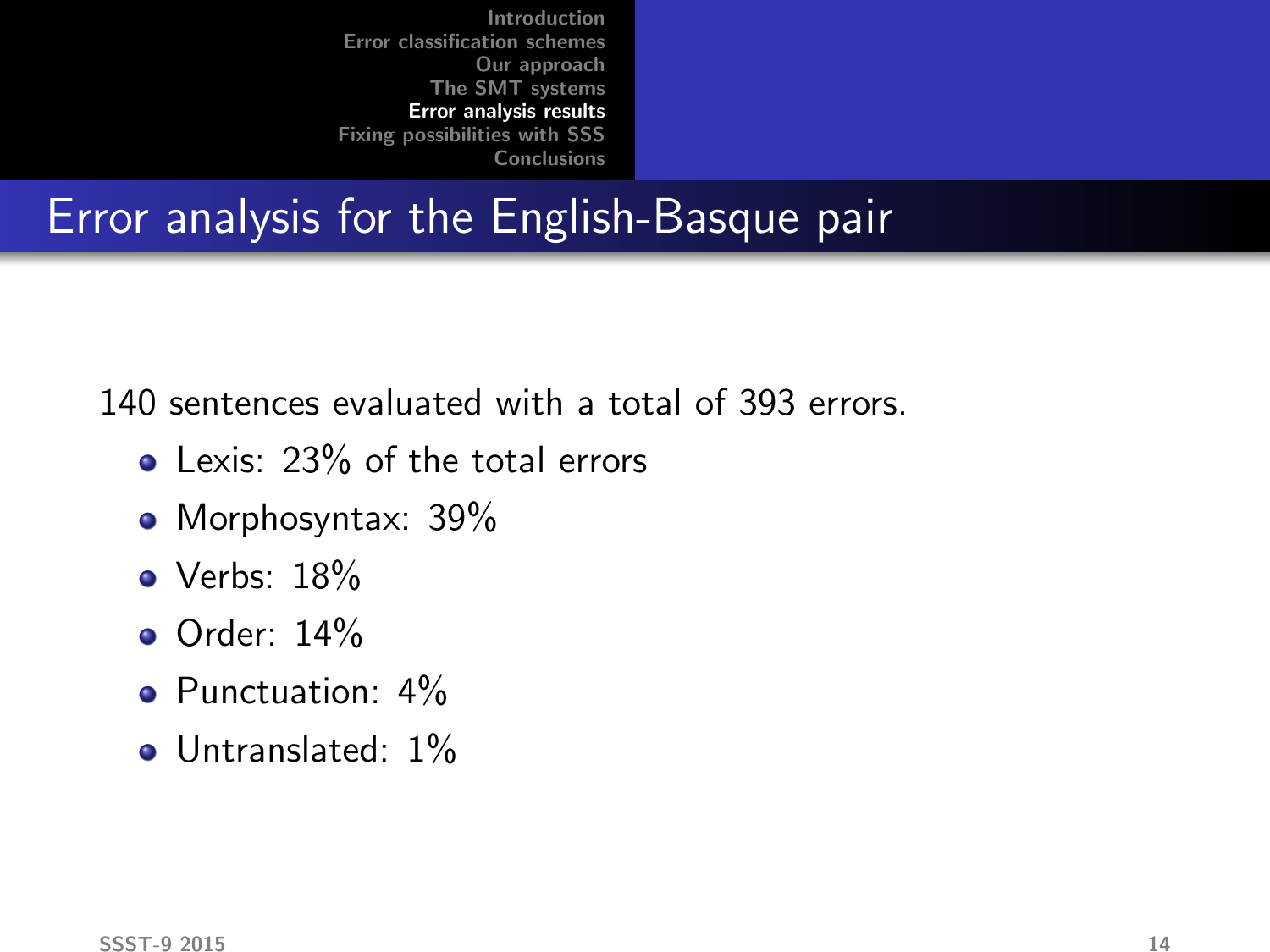## Error analysis for the English-Basque pair

140 sentences evaluated with a total of 393 errors.

- Lexis: 23% of the total errors
- Morphosyntax: 39%
- Verbs: 18%
- Order: 14%
- Punctuation: 4%
- Untranslated: 1%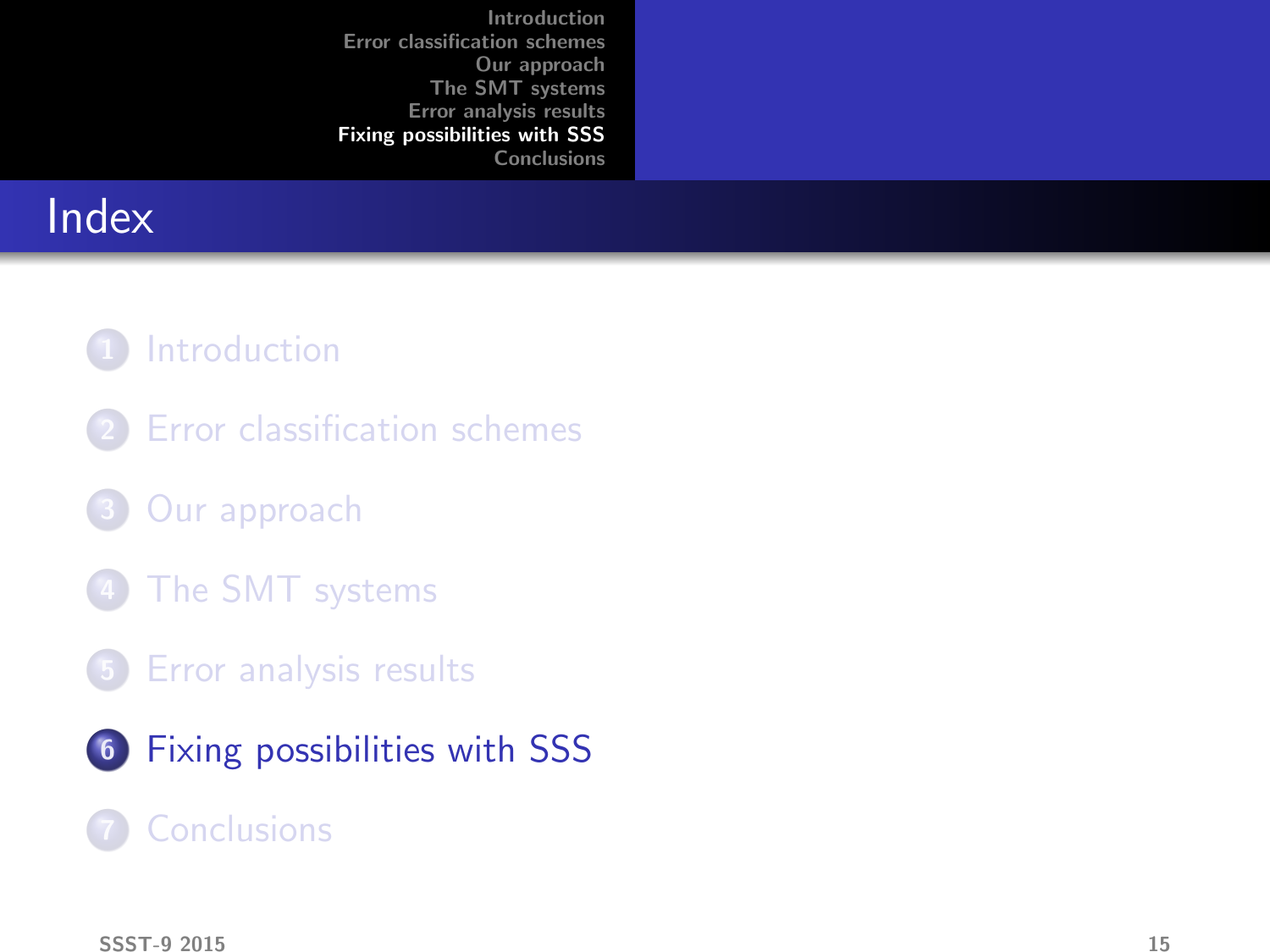# Index

1. Introduction
2. Error classification schemes
3. Our approach
4. The SMT systems
5. Error analysis results
6. **Fixing possibilities with SSS**
7. Conclusions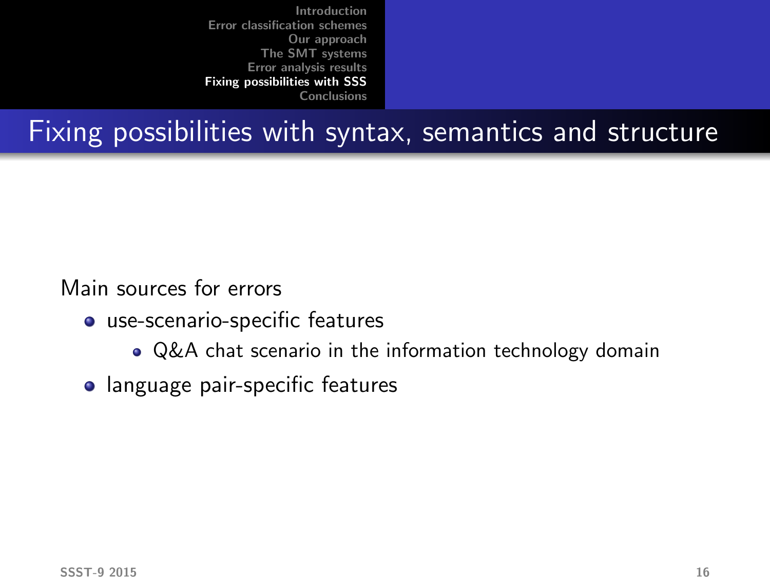## Fixing possibilities with syntax, semantics and structure

Main sources for errors

- use-scenario-specific features
  - Q&A chat scenario in the information technology domain
- language pair-specific features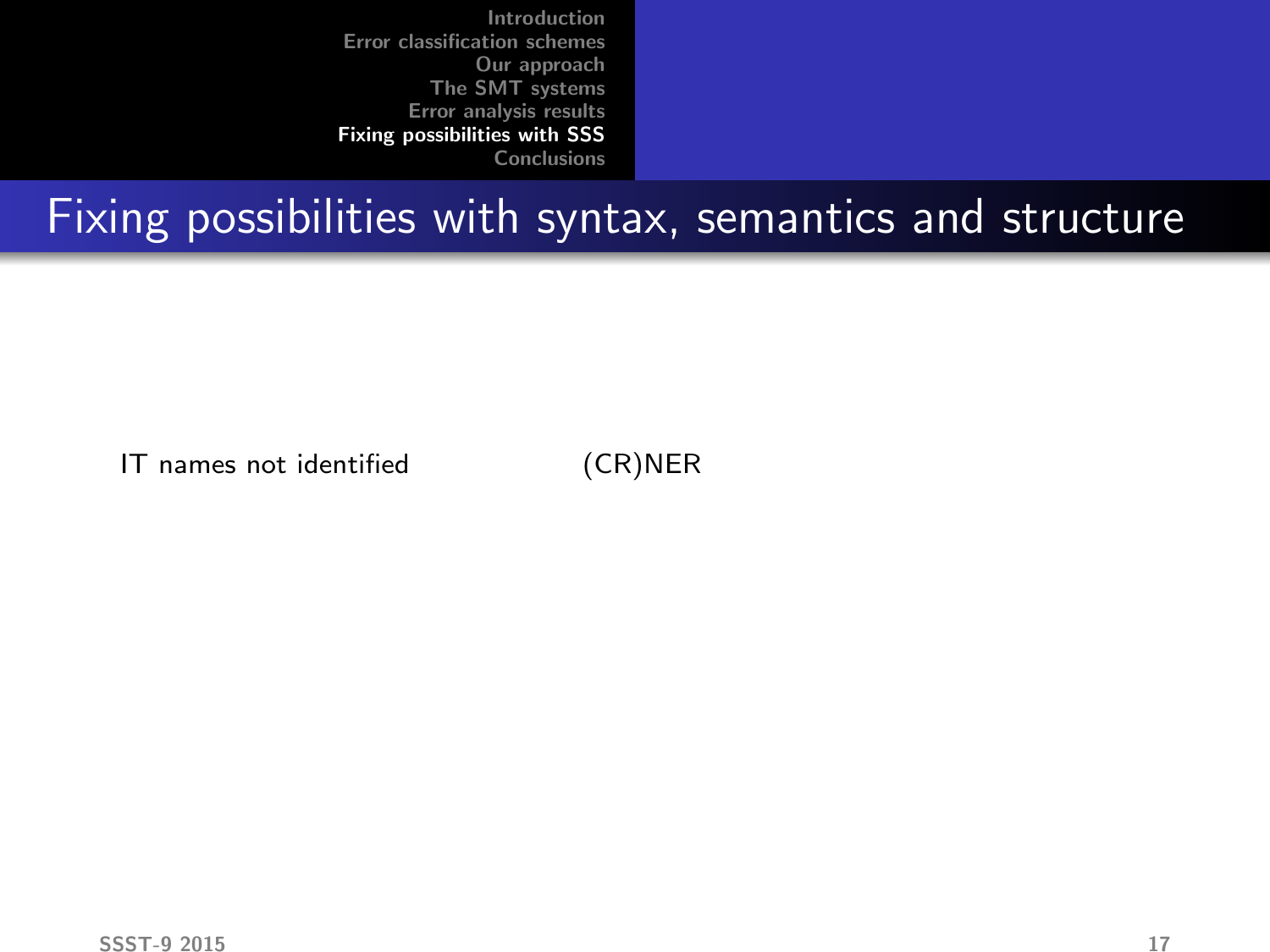## Fixing possibilities with syntax, semantics and structure

| | |
|---|---|
| IT names not identified | (CR)NER |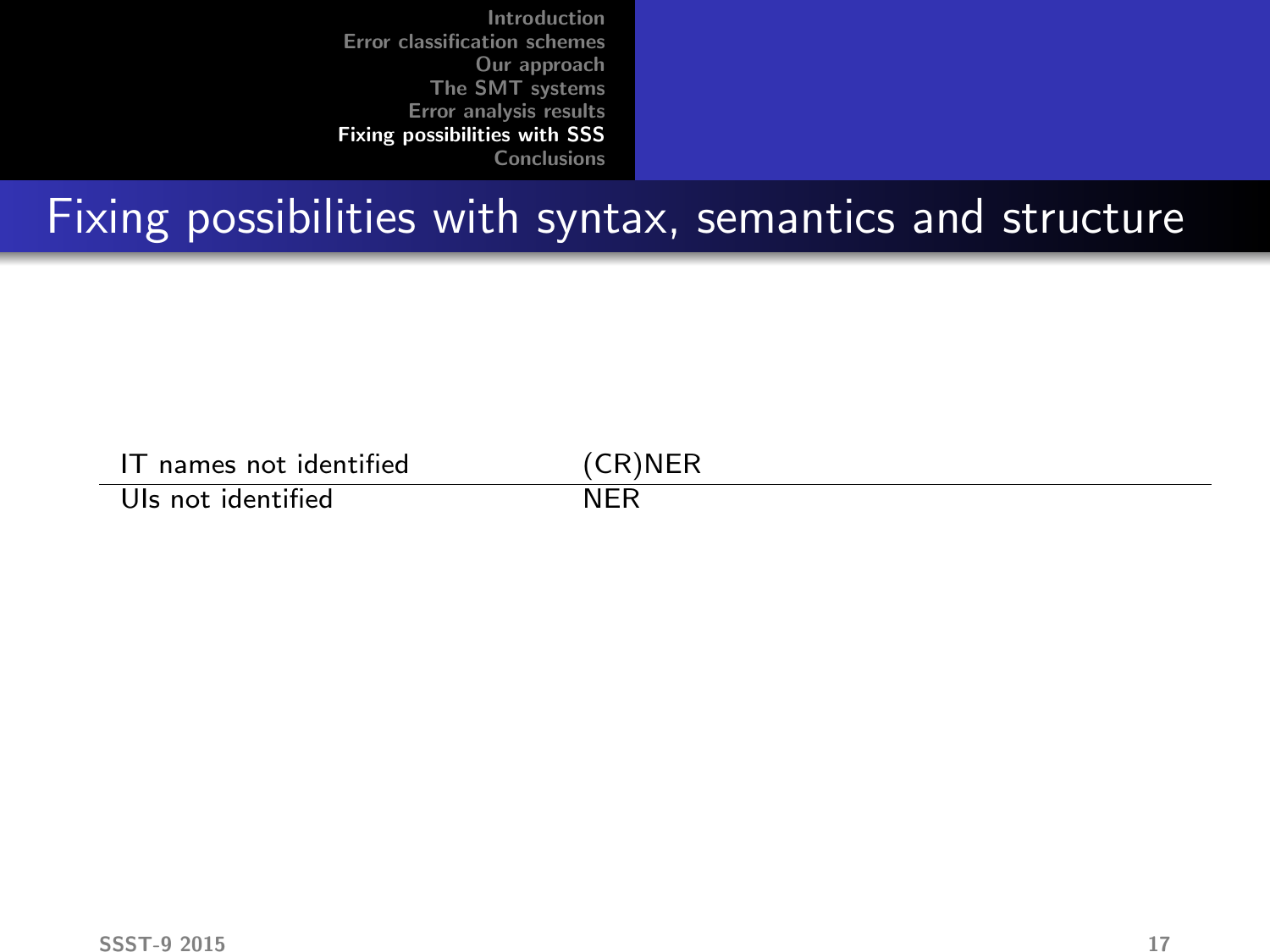# Fixing possibilities with syntax, semantics and structure

| | |
|---|---|
| IT names not identified | (CR)NER |
| UIs not identified | NER |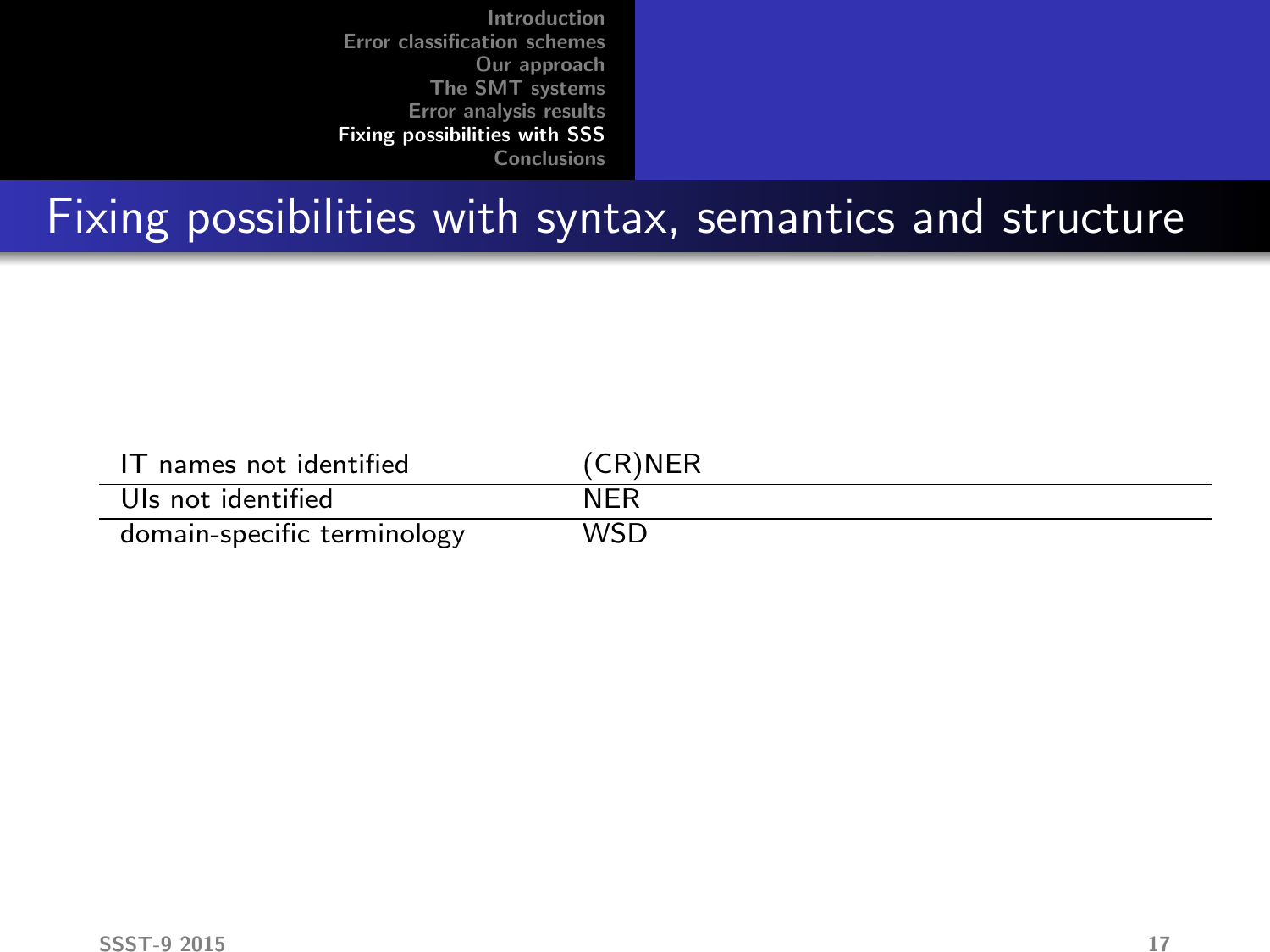# Fixing possibilities with syntax, semantics and structure

| | |
|---|---|
| IT names not identified | (CR)NER |
| UIs not identified | NER |
| domain-specific terminology | WSD |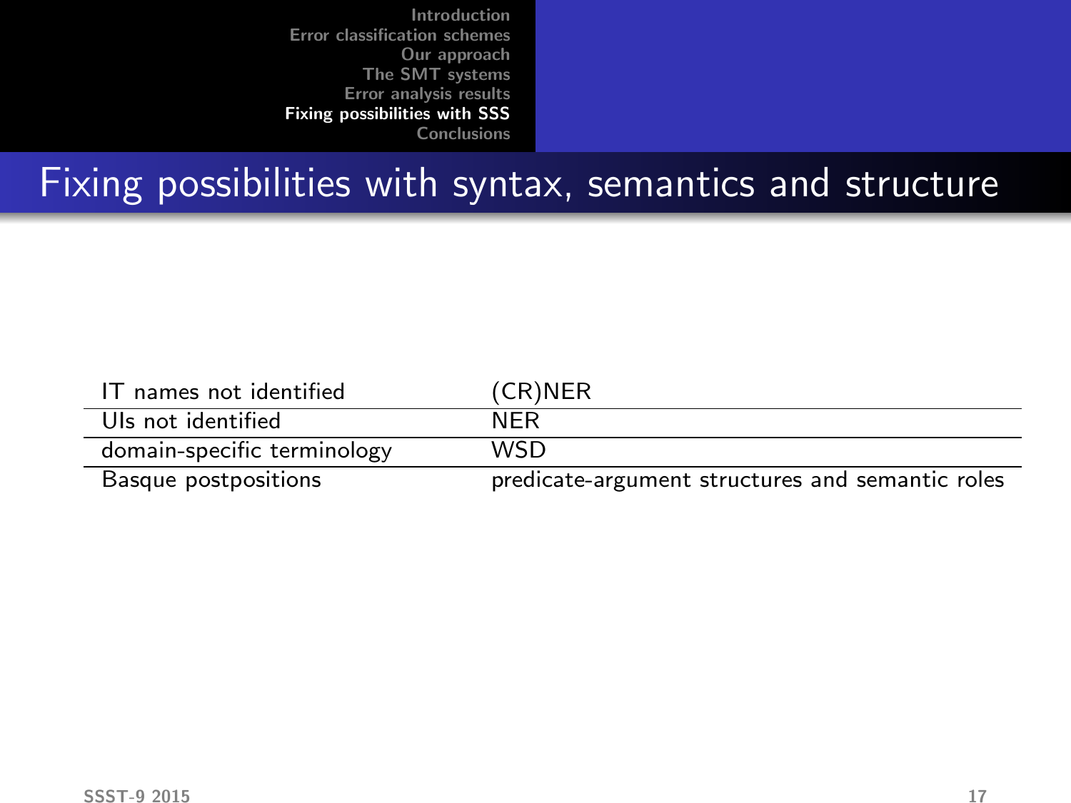# Fixing possibilities with syntax, semantics and structure

| | |
|---|---|
| IT names not identified | (CR)NER |
| UIs not identified | NER |
| domain-specific terminology | WSD |
| Basque postpositions | predicate-argument structures and semantic roles |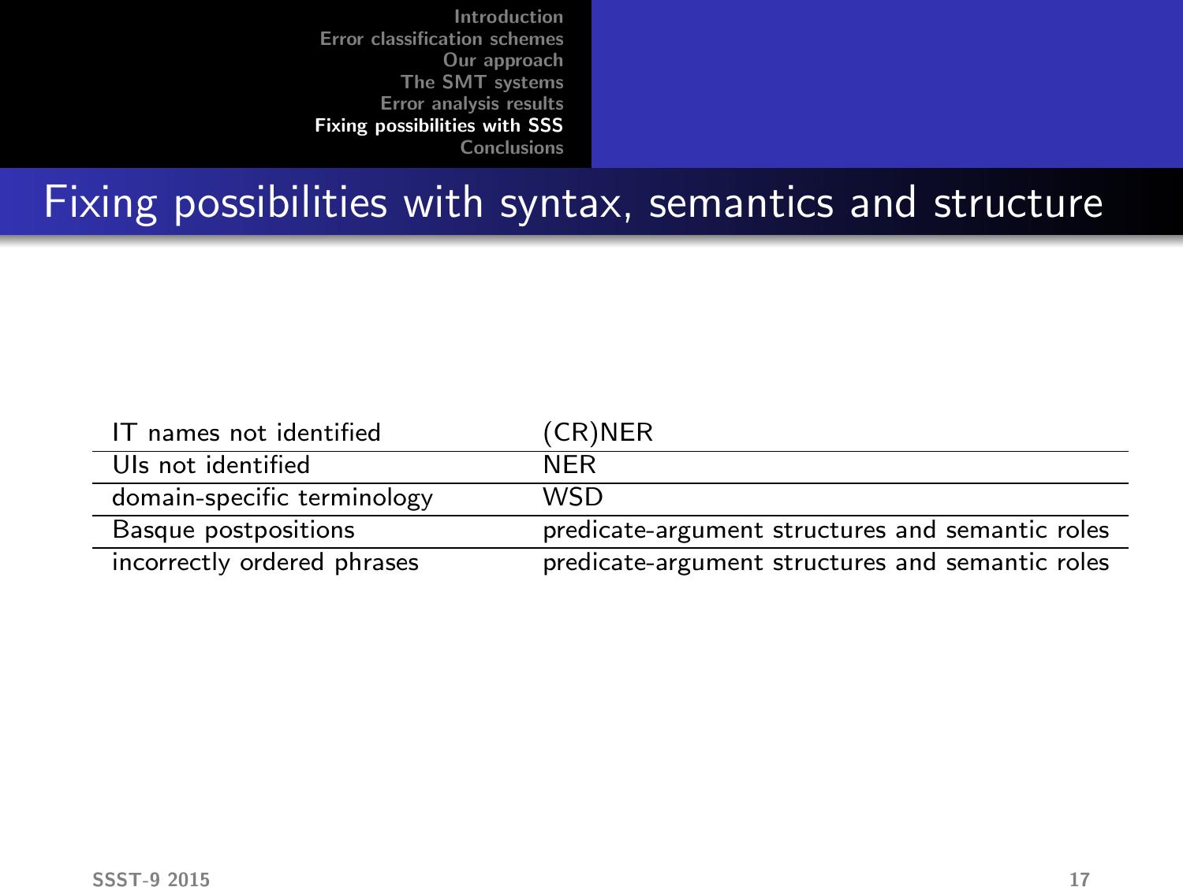# Fixing possibilities with syntax, semantics and structure

| | |
|---|---|
| IT names not identified | (CR)NER |
| UIs not identified | NER |
| domain-specific terminology | WSD |
| Basque postpositions | predicate-argument structures and semantic roles |
| incorrectly ordered phrases | predicate-argument structures and semantic roles |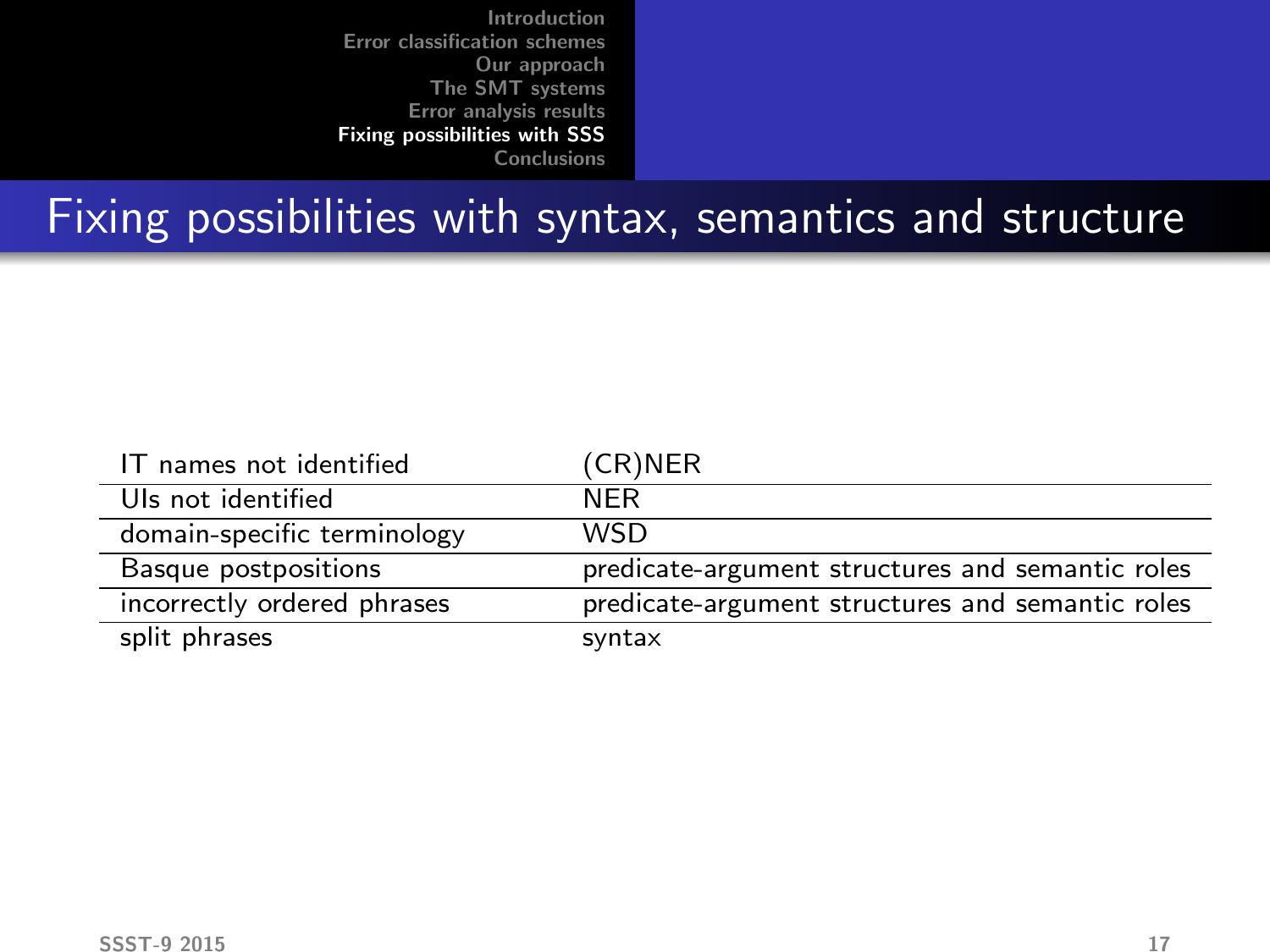# Fixing possibilities with syntax, semantics and structure

| | |
|---|---|
| IT names not identified | (CR)NER |
| UIs not identified | NER |
| domain-specific terminology | WSD |
| Basque postpositions | predicate-argument structures and semantic roles |
| incorrectly ordered phrases | predicate-argument structures and semantic roles |
| split phrases | syntax |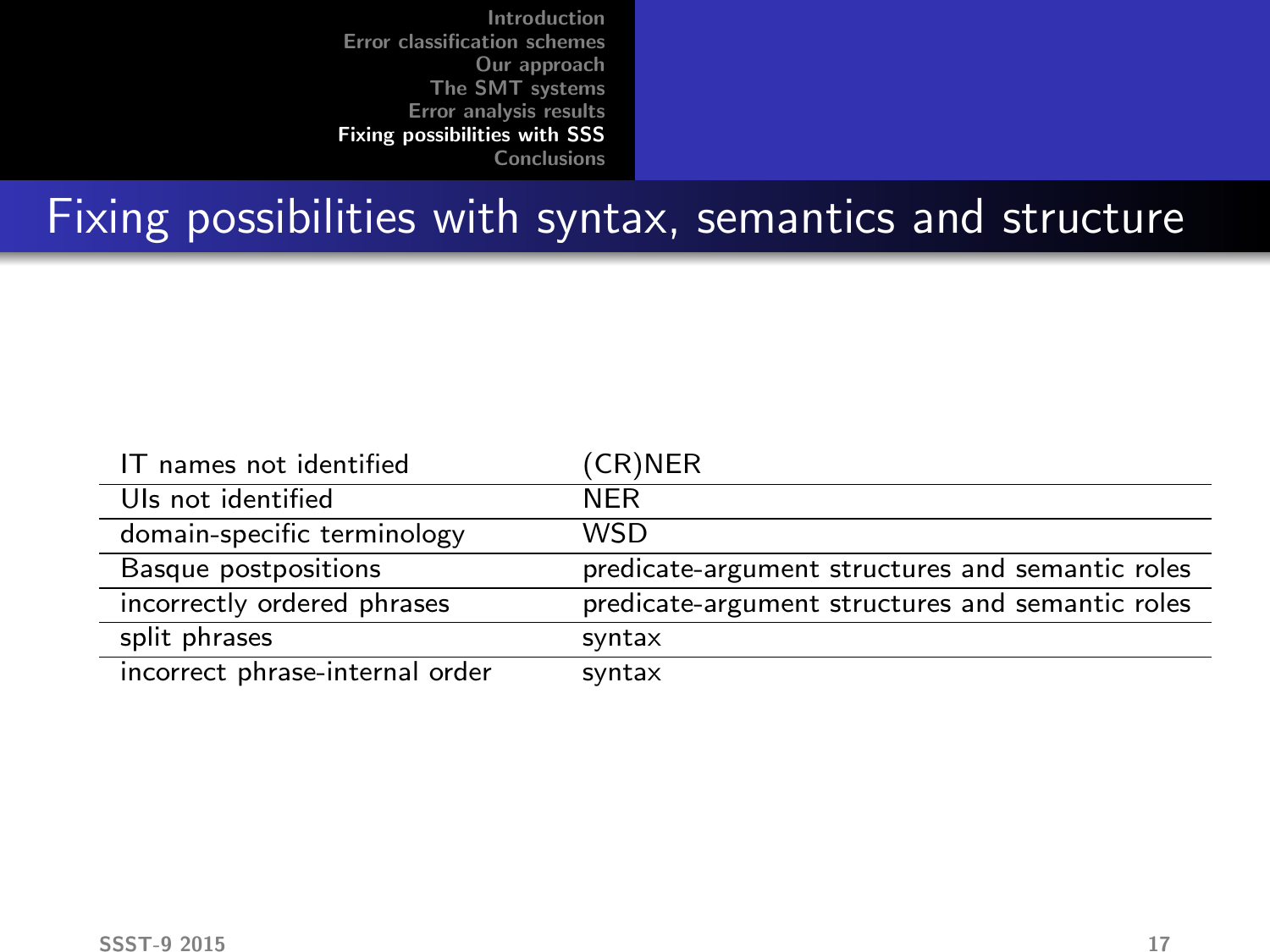# Fixing possibilities with syntax, semantics and structure

| | |
|---|---|
| IT names not identified | (CR)NER |
| UIs not identified | NER |
| domain-specific terminology | WSD |
| Basque postpositions | predicate-argument structures and semantic roles |
| incorrectly ordered phrases | predicate-argument structures and semantic roles |
| split phrases | syntax |
| incorrect phrase-internal order | syntax |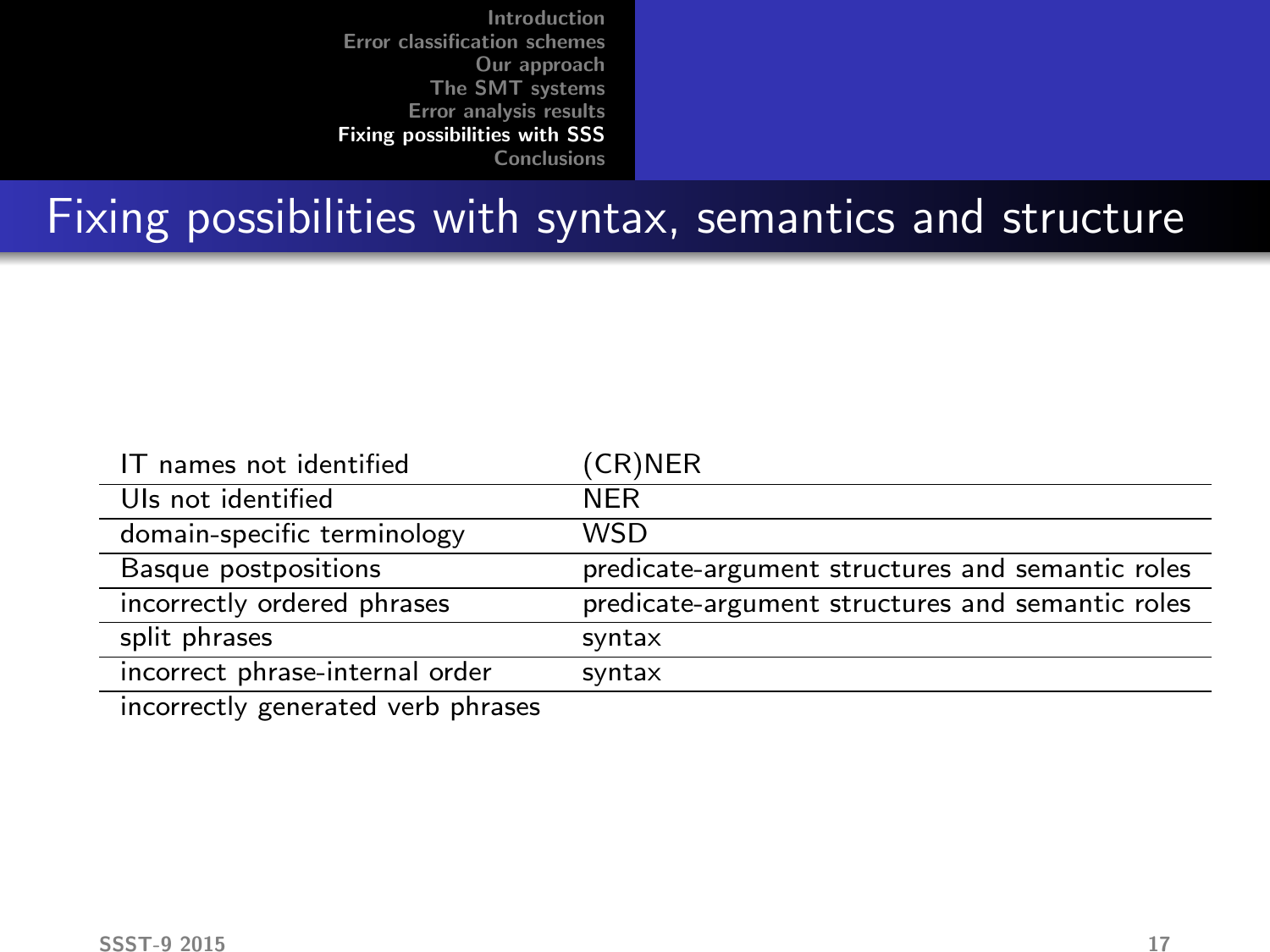## Fixing possibilities with syntax, semantics and structure

| | |
|---|---|
| IT names not identified | (CR)NER |
| UIs not identified | NER |
| domain-specific terminology | WSD |
| Basque postpositions | predicate-argument structures and semantic roles |
| incorrectly ordered phrases | predicate-argument structures and semantic roles |
| split phrases | syntax |
| incorrect phrase-internal order | syntax |
| incorrectly generated verb phrases | |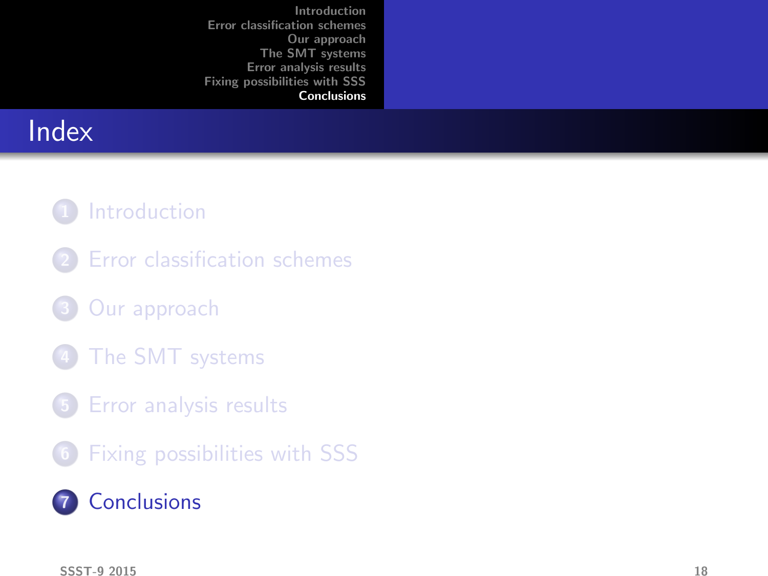# Index

1. Introduction
2. Error classification schemes
3. Our approach
4. The SMT systems
5. Error analysis results
6. Fixing possibilities with SSS
7. **Conclusions**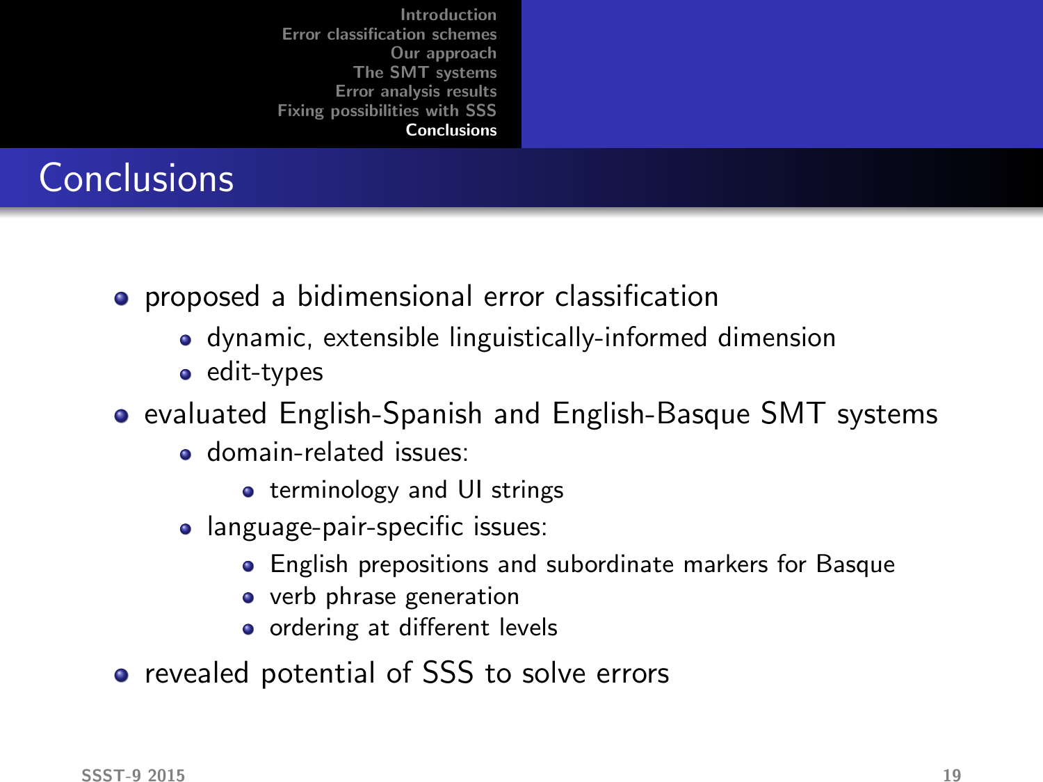# Conclusions

- proposed a bidimensional error classification
  - dynamic, extensible linguistically-informed dimension
  - edit-types
- evaluated English-Spanish and English-Basque SMT systems
  - domain-related issues:
    - terminology and UI strings
  - language-pair-specific issues:
    - English prepositions and subordinate markers for Basque
    - verb phrase generation
    - ordering at different levels
- revealed potential of SSS to solve errors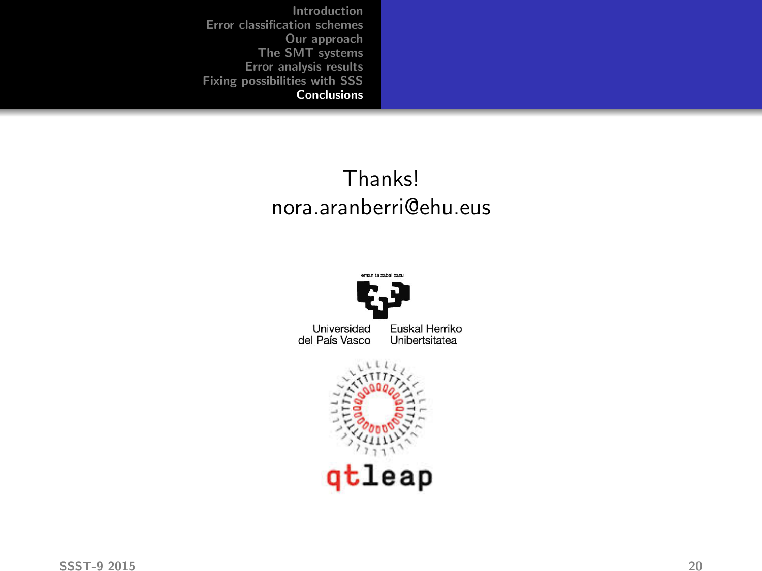Thanks!

nora.aranberri@ehu.eus

eman ta zabal zazu

Universidad del País Vasco

Euskal Herriko Unibertsitatea

qtleap